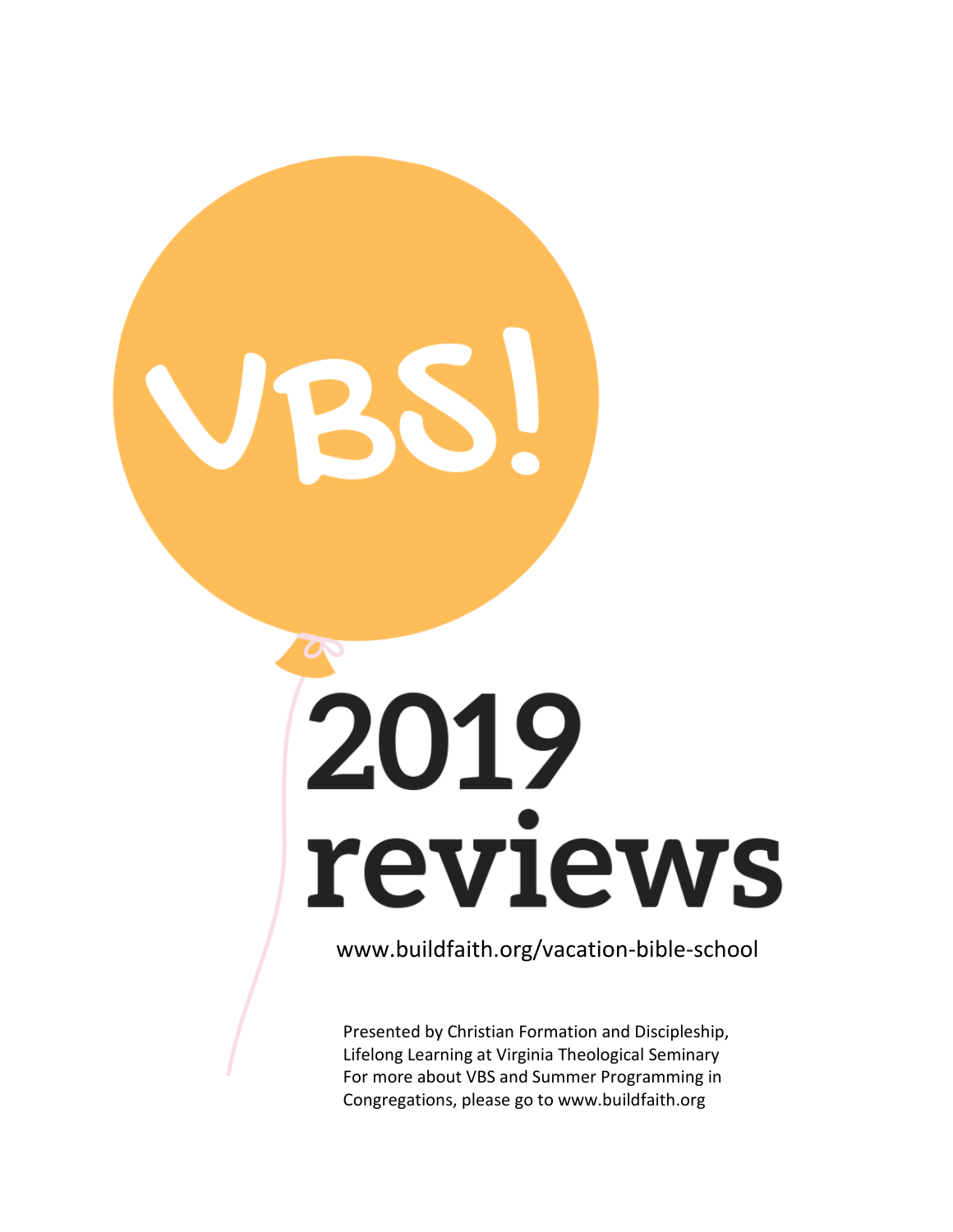# VBS!

# 2019 reviews

www.buildfaith.org/vacation-bible-school

Presented by Christian Formation and Discipleship,
Lifelong Learning at Virginia Theological Seminary
For more about VBS and Summer Programming in
Congregations, please go to www.buildfaith.org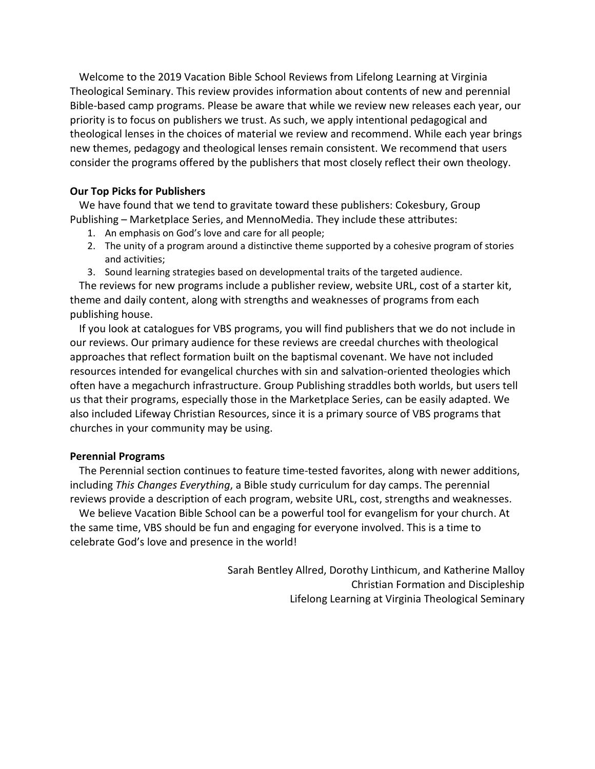Welcome to the 2019 Vacation Bible School Reviews from Lifelong Learning at Virginia Theological Seminary. This review provides information about contents of new and perennial Bible-based camp programs. Please be aware that while we review new releases each year, our priority is to focus on publishers we trust. As such, we apply intentional pedagogical and theological lenses in the choices of material we review and recommend. While each year brings new themes, pedagogy and theological lenses remain consistent. We recommend that users consider the programs offered by the publishers that most closely reflect their own theology.

**Our Top Picks for Publishers**

We have found that we tend to gravitate toward these publishers: Cokesbury, Group Publishing – Marketplace Series, and MennoMedia. They include these attributes:

1. An emphasis on God's love and care for all people;
2. The unity of a program around a distinctive theme supported by a cohesive program of stories and activities;
3. Sound learning strategies based on developmental traits of the targeted audience.

The reviews for new programs include a publisher review, website URL, cost of a starter kit, theme and daily content, along with strengths and weaknesses of programs from each publishing house.

If you look at catalogues for VBS programs, you will find publishers that we do not include in our reviews. Our primary audience for these reviews are creedal churches with theological approaches that reflect formation built on the baptismal covenant. We have not included resources intended for evangelical churches with sin and salvation-oriented theologies which often have a megachurch infrastructure. Group Publishing straddles both worlds, but users tell us that their programs, especially those in the Marketplace Series, can be easily adapted. We also included Lifeway Christian Resources, since it is a primary source of VBS programs that churches in your community may be using.

**Perennial Programs**

The Perennial section continues to feature time-tested favorites, along with newer additions, including *This Changes Everything*, a Bible study curriculum for day camps. The perennial reviews provide a description of each program, website URL, cost, strengths and weaknesses.

We believe Vacation Bible School can be a powerful tool for evangelism for your church. At the same time, VBS should be fun and engaging for everyone involved. This is a time to celebrate God's love and presence in the world!

Sarah Bentley Allred, Dorothy Linthicum, and Katherine Malloy
Christian Formation and Discipleship
Lifelong Learning at Virginia Theological Seminary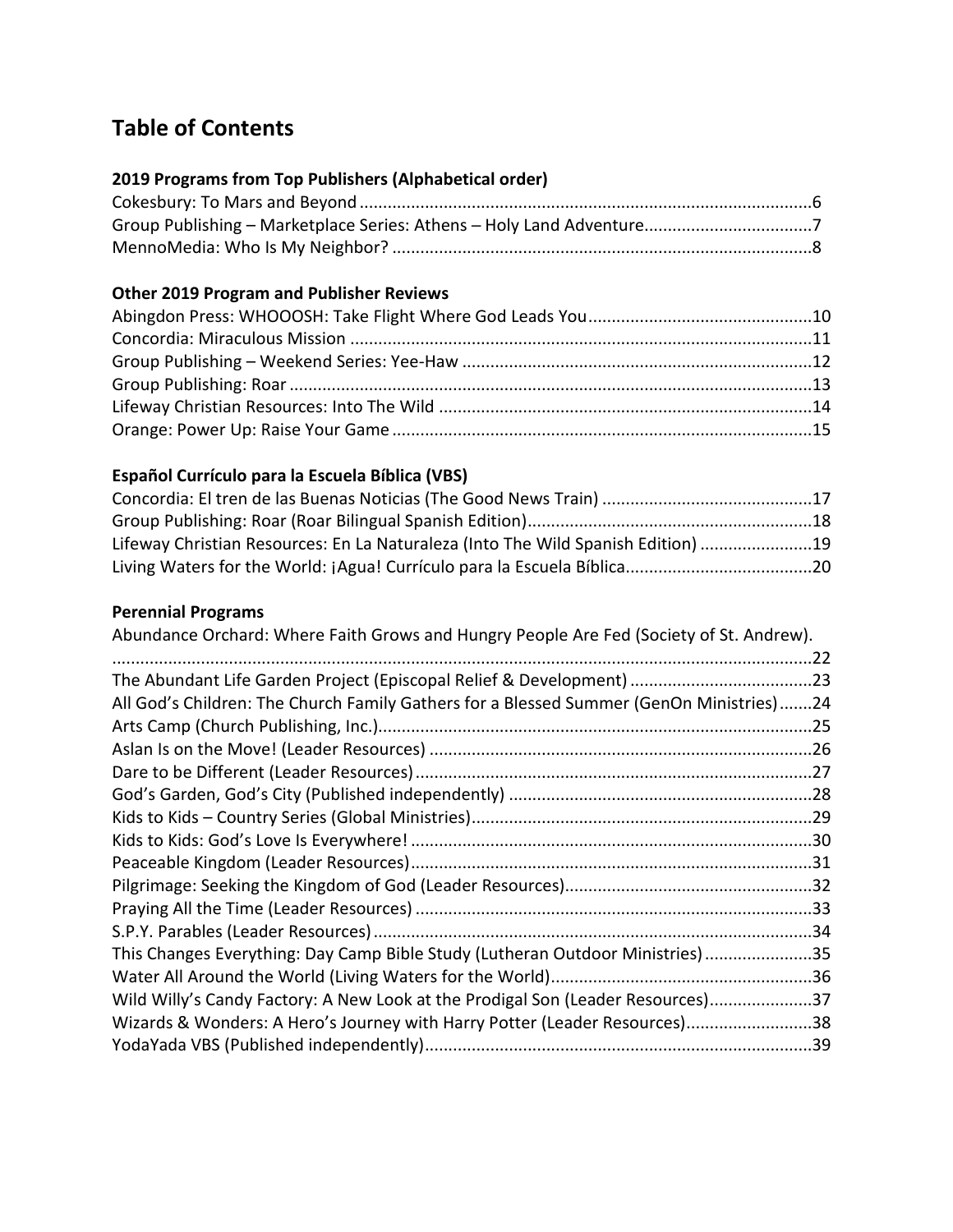# Table of Contents

### 2019 Programs from Top Publishers (Alphabetical order)

Cokesbury: To Mars and Beyond ....................................................................................................6
Group Publishing – Marketplace Series: Athens – Holy Land Adventure....................................7
MennoMedia: Who Is My Neighbor? ..........................................................................................8

### Other 2019 Program and Publisher Reviews

Abingdon Press: WHOOOSH: Take Flight Where God Leads You...............................................10
Concordia: Miraculous Mission ..................................................................................................11
Group Publishing – Weekend Series: Yee-Haw ...........................................................................12
Group Publishing: Roar ...............................................................................................................13
Lifeway Christian Resources: Into The Wild ................................................................................14
Orange: Power Up: Raise Your Game .........................................................................................15

### Español Currículo para la Escuela Bíblica (VBS)

Concordia: El tren de las Buenas Noticias (The Good News Train) .............................................17
Group Publishing: Roar (Roar Bilingual Spanish Edition).............................................................18
Lifeway Christian Resources: En La Naturaleza (Into The Wild Spanish Edition) ........................19
Living Waters for the World: ¡Agua! Currículo para la Escuela Bíblica........................................20

### Perennial Programs

Abundance Orchard: Where Faith Grows and Hungry People Are Fed (Society of St. Andrew). .......................................................................................................................................22
The Abundant Life Garden Project (Episcopal Relief & Development) .......................................23
All God's Children: The Church Family Gathers for a Blessed Summer (GenOn Ministries).......24
Arts Camp (Church Publishing, Inc.)............................................................................................25
Aslan Is on the Move! (Leader Resources) ..................................................................................26
Dare to be Different (Leader Resources).....................................................................................27
God's Garden, God's City (Published independently) .................................................................28
Kids to Kids – Country Series (Global Ministries).........................................................................29
Kids to Kids: God's Love Is Everywhere! ......................................................................................30
Peaceable Kingdom (Leader Resources)......................................................................................31
Pilgrimage: Seeking the Kingdom of God (Leader Resources).....................................................32
Praying All the Time (Leader Resources) .....................................................................................33
S.P.Y. Parables (Leader Resources) ..............................................................................................34
This Changes Everything: Day Camp Bible Study (Lutheran Outdoor Ministries) .......................35
Water All Around the World (Living Waters for the World)........................................................36
Wild Willy's Candy Factory: A New Look at the Prodigal Son (Leader Resources)......................37
Wizards & Wonders: A Hero's Journey with Harry Potter (Leader Resources)...........................38
YodaYada VBS (Published independently)...................................................................................39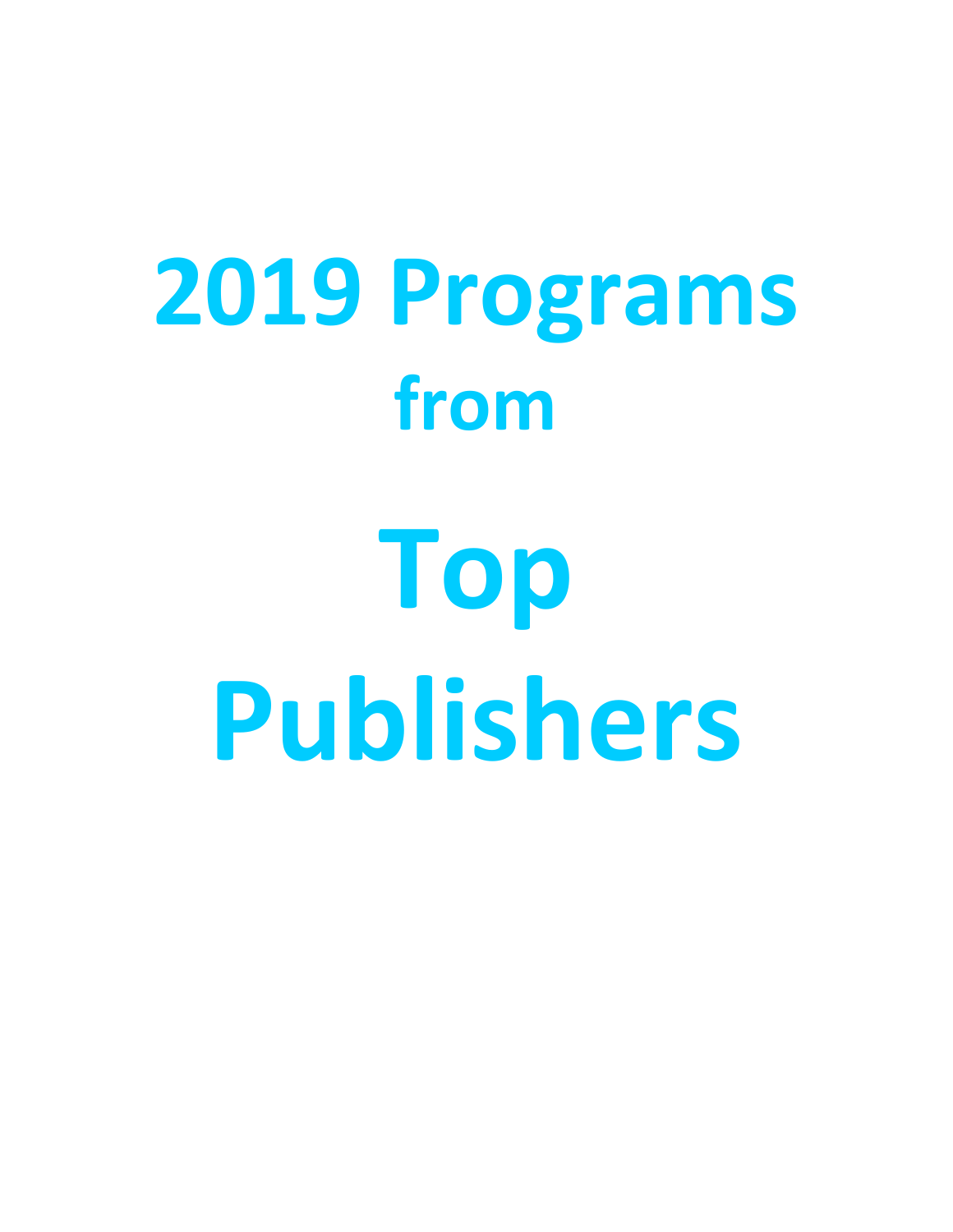# 2019 Programs

## from

# Top

# Publishers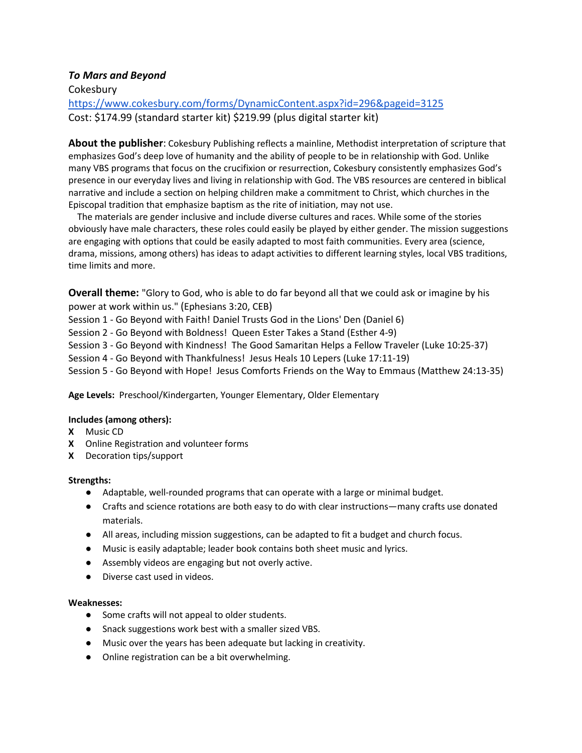***To Mars and Beyond***

Cokesbury

https://www.cokesbury.com/forms/DynamicContent.aspx?id=296&pageid=3125

Cost: $174.99 (standard starter kit) $219.99 (plus digital starter kit)

**About the publisher**: Cokesbury Publishing reflects a mainline, Methodist interpretation of scripture that emphasizes God's deep love of humanity and the ability of people to be in relationship with God. Unlike many VBS programs that focus on the crucifixion or resurrection, Cokesbury consistently emphasizes God's presence in our everyday lives and living in relationship with God. The VBS resources are centered in biblical narrative and include a section on helping children make a commitment to Christ, which churches in the Episcopal tradition that emphasize baptism as the rite of initiation, may not use.

The materials are gender inclusive and include diverse cultures and races. While some of the stories obviously have male characters, these roles could easily be played by either gender. The mission suggestions are engaging with options that could be easily adapted to most faith communities. Every area (science, drama, missions, among others) has ideas to adapt activities to different learning styles, local VBS traditions, time limits and more.

**Overall theme:** "Glory to God, who is able to do far beyond all that we could ask or imagine by his power at work within us." (Ephesians 3:20, CEB)

Session 1 - Go Beyond with Faith! Daniel Trusts God in the Lions' Den (Daniel 6)

Session 2 - Go Beyond with Boldness! Queen Ester Takes a Stand (Esther 4-9)

Session 3 - Go Beyond with Kindness! The Good Samaritan Helps a Fellow Traveler (Luke 10:25-37)

Session 4 - Go Beyond with Thankfulness! Jesus Heals 10 Lepers (Luke 17:11-19)

Session 5 - Go Beyond with Hope! Jesus Comforts Friends on the Way to Emmaus (Matthew 24:13-35)

**Age Levels:** Preschool/Kindergarten, Younger Elementary, Older Elementary

**Includes (among others):**

**X** Music CD
**X** Online Registration and volunteer forms
**X** Decoration tips/support

**Strengths:**

- Adaptable, well-rounded programs that can operate with a large or minimal budget.
- Crafts and science rotations are both easy to do with clear instructions—many crafts use donated materials.
- All areas, including mission suggestions, can be adapted to fit a budget and church focus.
- Music is easily adaptable; leader book contains both sheet music and lyrics.
- Assembly videos are engaging but not overly active.
- Diverse cast used in videos.

**Weaknesses:**

- Some crafts will not appeal to older students.
- Snack suggestions work best with a smaller sized VBS.
- Music over the years has been adequate but lacking in creativity.
- Online registration can be a bit overwhelming.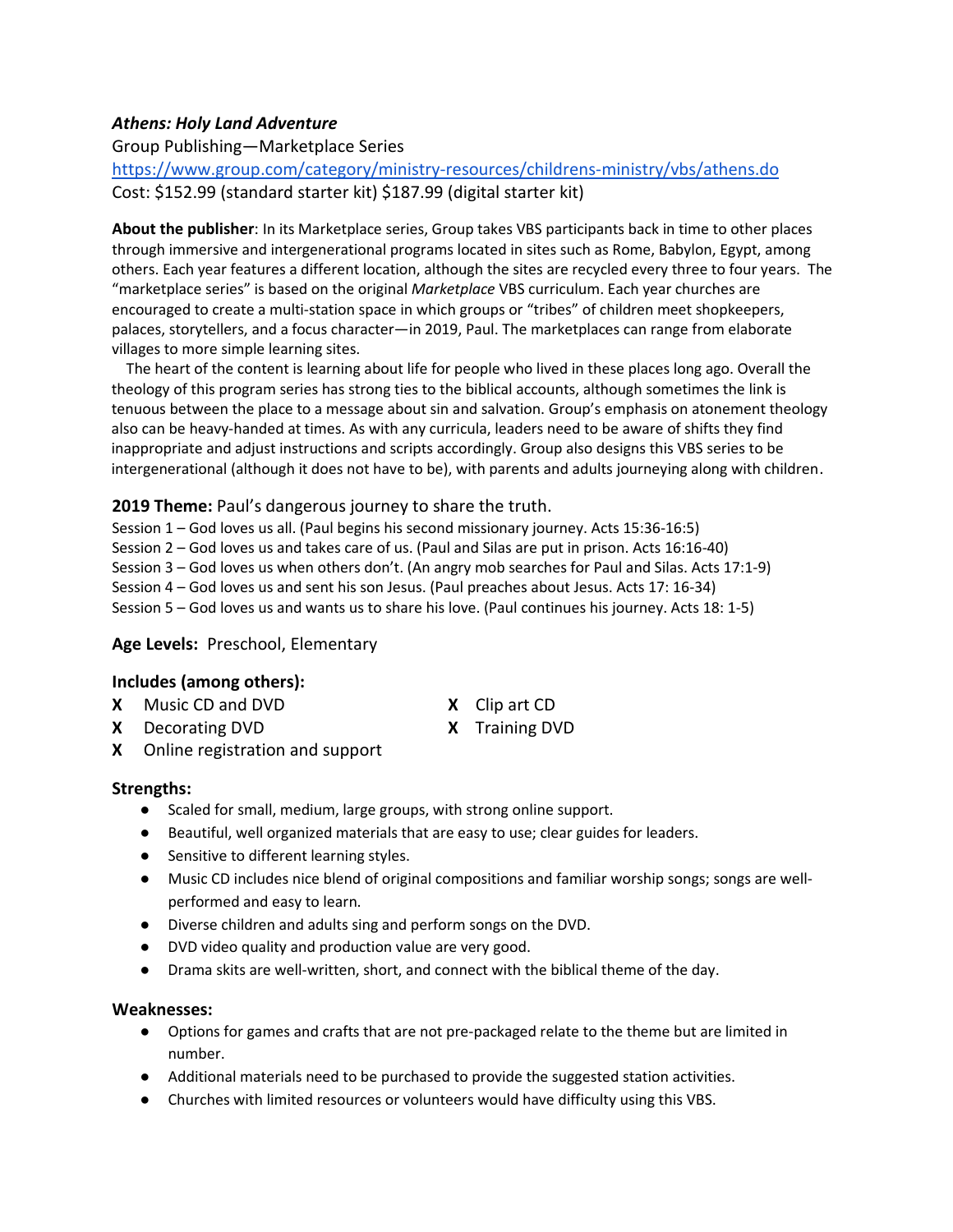### *Athens: Holy Land Adventure*

Group Publishing—Marketplace Series
https://www.group.com/category/ministry-resources/childrens-ministry/vbs/athens.do
Cost: $152.99 (standard starter kit) $187.99 (digital starter kit)

**About the publisher**: In its Marketplace series, Group takes VBS participants back in time to other places through immersive and intergenerational programs located in sites such as Rome, Babylon, Egypt, among others. Each year features a different location, although the sites are recycled every three to four years. The "marketplace series" is based on the original *Marketplace* VBS curriculum. Each year churches are encouraged to create a multi-station space in which groups or "tribes" of children meet shopkeepers, palaces, storytellers, and a focus character—in 2019, Paul. The marketplaces can range from elaborate villages to more simple learning sites.

The heart of the content is learning about life for people who lived in these places long ago. Overall the theology of this program series has strong ties to the biblical accounts, although sometimes the link is tenuous between the place to a message about sin and salvation. Group's emphasis on atonement theology also can be heavy-handed at times. As with any curricula, leaders need to be aware of shifts they find inappropriate and adjust instructions and scripts accordingly. Group also designs this VBS series to be intergenerational (although it does not have to be), with parents and adults journeying along with children.

**2019 Theme:** Paul's dangerous journey to share the truth.

Session 1 – God loves us all. (Paul begins his second missionary journey. Acts 15:36-16:5)
Session 2 – God loves us and takes care of us. (Paul and Silas are put in prison. Acts 16:16-40)
Session 3 – God loves us when others don't. (An angry mob searches for Paul and Silas. Acts 17:1-9)
Session 4 – God loves us and sent his son Jesus. (Paul preaches about Jesus. Acts 17: 16-34)
Session 5 – God loves us and wants us to share his love. (Paul continues his journey. Acts 18: 1-5)

**Age Levels:** Preschool, Elementary

**Includes (among others):**

**X** Music CD and DVD
**X** Decorating DVD
**X** Online registration and support
**X** Clip art CD
**X** Training DVD

**Strengths:**

- Scaled for small, medium, large groups, with strong online support.
- Beautiful, well organized materials that are easy to use; clear guides for leaders.
- Sensitive to different learning styles.
- Music CD includes nice blend of original compositions and familiar worship songs; songs are well-performed and easy to learn.
- Diverse children and adults sing and perform songs on the DVD.
- DVD video quality and production value are very good.
- Drama skits are well-written, short, and connect with the biblical theme of the day.

**Weaknesses:**

- Options for games and crafts that are not pre-packaged relate to the theme but are limited in number.
- Additional materials need to be purchased to provide the suggested station activities.
- Churches with limited resources or volunteers would have difficulty using this VBS.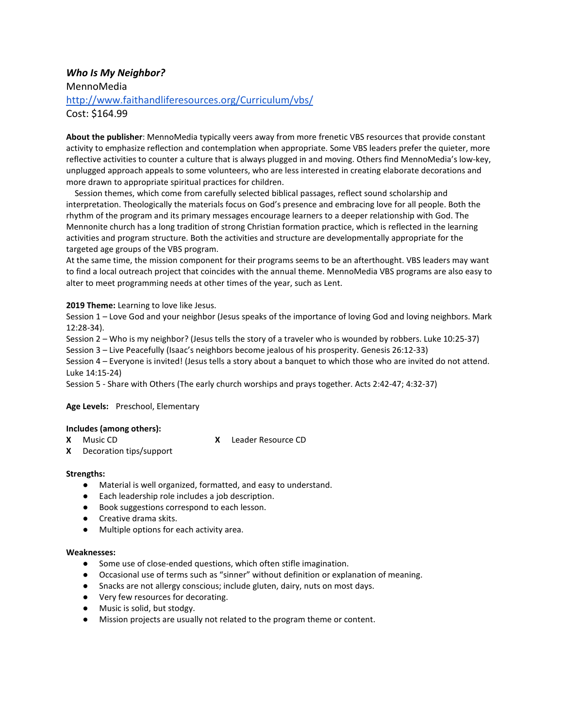### *Who Is My Neighbor?*

MennoMedia
[http://www.faithandliferesources.org/Curriculum/vbs/](http://www.faithandliferesources.org/Curriculum/vbs/)
Cost: $164.99

**About the publisher**: MennoMedia typically veers away from more frenetic VBS resources that provide constant activity to emphasize reflection and contemplation when appropriate. Some VBS leaders prefer the quieter, more reflective activities to counter a culture that is always plugged in and moving. Others find MennoMedia's low-key, unplugged approach appeals to some volunteers, who are less interested in creating elaborate decorations and more drawn to appropriate spiritual practices for children.

Session themes, which come from carefully selected biblical passages, reflect sound scholarship and interpretation. Theologically the materials focus on God's presence and embracing love for all people. Both the rhythm of the program and its primary messages encourage learners to a deeper relationship with God. The Mennonite church has a long tradition of strong Christian formation practice, which is reflected in the learning activities and program structure. Both the activities and structure are developmentally appropriate for the targeted age groups of the VBS program.

At the same time, the mission component for their programs seems to be an afterthought. VBS leaders may want to find a local outreach project that coincides with the annual theme. MennoMedia VBS programs are also easy to alter to meet programming needs at other times of the year, such as Lent.

**2019 Theme:** Learning to love like Jesus.
Session 1 – Love God and your neighbor (Jesus speaks of the importance of loving God and loving neighbors. Mark 12:28-34).
Session 2 – Who is my neighbor? (Jesus tells the story of a traveler who is wounded by robbers. Luke 10:25-37)
Session 3 – Live Peacefully (Isaac's neighbors become jealous of his prosperity. Genesis 26:12-33)
Session 4 – Everyone is invited! (Jesus tells a story about a banquet to which those who are invited do not attend. Luke 14:15-24)
Session 5 - Share with Others (The early church worships and prays together. Acts 2:42-47; 4:32-37)

**Age Levels:** Preschool, Elementary

**Includes (among others):**

- **X** Music CD
- **X** Leader Resource CD
- **X** Decoration tips/support

**Strengths:**

- Material is well organized, formatted, and easy to understand.
- Each leadership role includes a job description.
- Book suggestions correspond to each lesson.
- Creative drama skits.
- Multiple options for each activity area.

**Weaknesses:**

- Some use of close-ended questions, which often stifle imagination.
- Occasional use of terms such as "sinner" without definition or explanation of meaning.
- Snacks are not allergy conscious; include gluten, dairy, nuts on most days.
- Very few resources for decorating.
- Music is solid, but stodgy.
- Mission projects are usually not related to the program theme or content.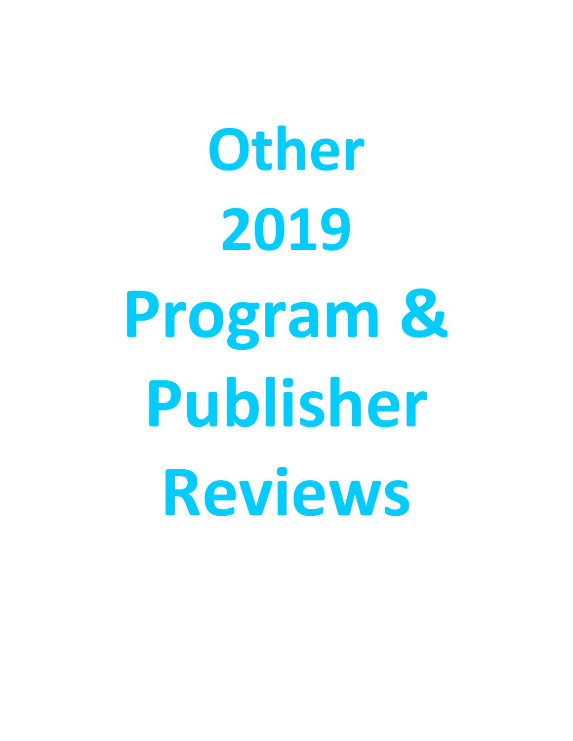# Other 2019 Program & Publisher Reviews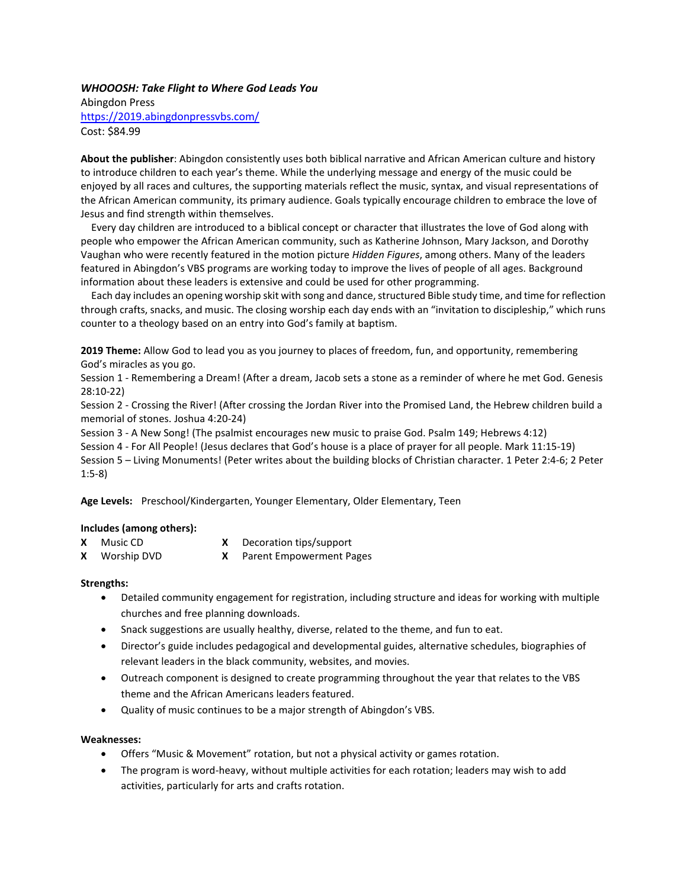***WHOOOSH: Take Flight to Where God Leads You***
Abingdon Press
https://2019.abingdonpressvbs.com/
Cost: $84.99

**About the publisher**: Abingdon consistently uses both biblical narrative and African American culture and history to introduce children to each year's theme. While the underlying message and energy of the music could be enjoyed by all races and cultures, the supporting materials reflect the music, syntax, and visual representations of the African American community, its primary audience. Goals typically encourage children to embrace the love of Jesus and find strength within themselves.

Every day children are introduced to a biblical concept or character that illustrates the love of God along with people who empower the African American community, such as Katherine Johnson, Mary Jackson, and Dorothy Vaughan who were recently featured in the motion picture *Hidden Figures*, among others. Many of the leaders featured in Abingdon's VBS programs are working today to improve the lives of people of all ages. Background information about these leaders is extensive and could be used for other programming.

Each day includes an opening worship skit with song and dance, structured Bible study time, and time for reflection through crafts, snacks, and music. The closing worship each day ends with an "invitation to discipleship," which runs counter to a theology based on an entry into God's family at baptism.

**2019 Theme:** Allow God to lead you as you journey to places of freedom, fun, and opportunity, remembering God's miracles as you go.
Session 1 - Remembering a Dream! (After a dream, Jacob sets a stone as a reminder of where he met God. Genesis 28:10-22)
Session 2 - Crossing the River! (After crossing the Jordan River into the Promised Land, the Hebrew children build a memorial of stones. Joshua 4:20-24)
Session 3 - A New Song! (The psalmist encourages new music to praise God. Psalm 149; Hebrews 4:12)
Session 4 - For All People! (Jesus declares that God's house is a place of prayer for all people. Mark 11:15-19)
Session 5 – Living Monuments! (Peter writes about the building blocks of Christian character. 1 Peter 2:4-6; 2 Peter 1:5-8)

**Age Levels:** Preschool/Kindergarten, Younger Elementary, Older Elementary, Teen

**Includes (among others):**

| | | | |
|---|---|---|---|
| **X** | Music CD | **X** | Decoration tips/support |
| **X** | Worship DVD | **X** | Parent Empowerment Pages |

**Strengths:**

- Detailed community engagement for registration, including structure and ideas for working with multiple churches and free planning downloads.
- Snack suggestions are usually healthy, diverse, related to the theme, and fun to eat.
- Director's guide includes pedagogical and developmental guides, alternative schedules, biographies of relevant leaders in the black community, websites, and movies.
- Outreach component is designed to create programming throughout the year that relates to the VBS theme and the African Americans leaders featured.
- Quality of music continues to be a major strength of Abingdon's VBS.

**Weaknesses:**

- Offers "Music & Movement" rotation, but not a physical activity or games rotation.
- The program is word-heavy, without multiple activities for each rotation; leaders may wish to add activities, particularly for arts and crafts rotation.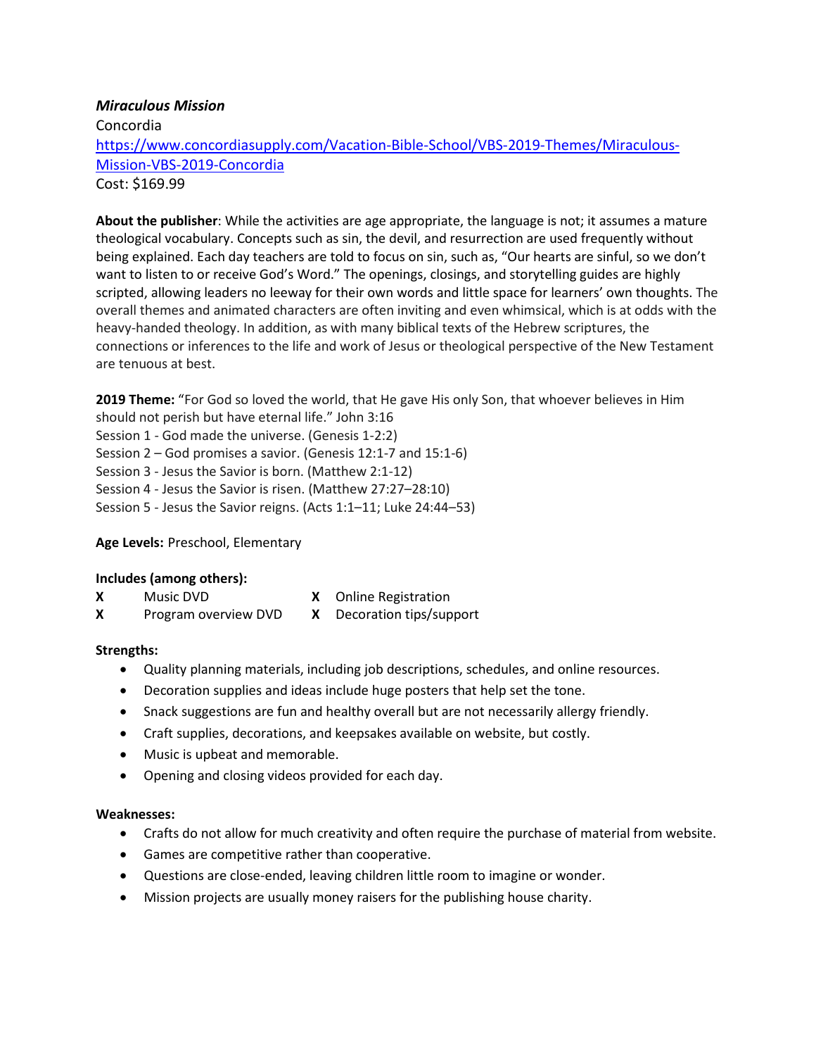***Miraculous Mission***
Concordia
[https://www.concordiasupply.com/Vacation-Bible-School/VBS-2019-Themes/Miraculous-Mission-VBS-2019-Concordia](https://www.concordiasupply.com/Vacation-Bible-School/VBS-2019-Themes/Miraculous-Mission-VBS-2019-Concordia)
Cost: $169.99

**About the publisher**: While the activities are age appropriate, the language is not; it assumes a mature theological vocabulary. Concepts such as sin, the devil, and resurrection are used frequently without being explained. Each day teachers are told to focus on sin, such as, "Our hearts are sinful, so we don't want to listen to or receive God's Word." The openings, closings, and storytelling guides are highly scripted, allowing leaders no leeway for their own words and little space for learners' own thoughts. The overall themes and animated characters are often inviting and even whimsical, which is at odds with the heavy-handed theology. In addition, as with many biblical texts of the Hebrew scriptures, the connections or inferences to the life and work of Jesus or theological perspective of the New Testament are tenuous at best.

**2019 Theme:** "For God so loved the world, that He gave His only Son, that whoever believes in Him should not perish but have eternal life." John 3:16
Session 1 - God made the universe. (Genesis 1-2:2)
Session 2 – God promises a savior. (Genesis 12:1-7 and 15:1-6)
Session 3 - Jesus the Savior is born. (Matthew 2:1-12)
Session 4 - Jesus the Savior is risen. (Matthew 27:27–28:10)
Session 5 - Jesus the Savior reigns. (Acts 1:1–11; Luke 24:44–53)

**Age Levels:** Preschool, Elementary

**Includes (among others):**

| | | | |
|---|---|---|---|
| **X** | Music DVD | **X** | Online Registration |
| **X** | Program overview DVD | **X** | Decoration tips/support |

**Strengths:**

- Quality planning materials, including job descriptions, schedules, and online resources.
- Decoration supplies and ideas include huge posters that help set the tone.
- Snack suggestions are fun and healthy overall but are not necessarily allergy friendly.
- Craft supplies, decorations, and keepsakes available on website, but costly.
- Music is upbeat and memorable.
- Opening and closing videos provided for each day.

**Weaknesses:**

- Crafts do not allow for much creativity and often require the purchase of material from website.
- Games are competitive rather than cooperative.
- Questions are close-ended, leaving children little room to imagine or wonder.
- Mission projects are usually money raisers for the publishing house charity.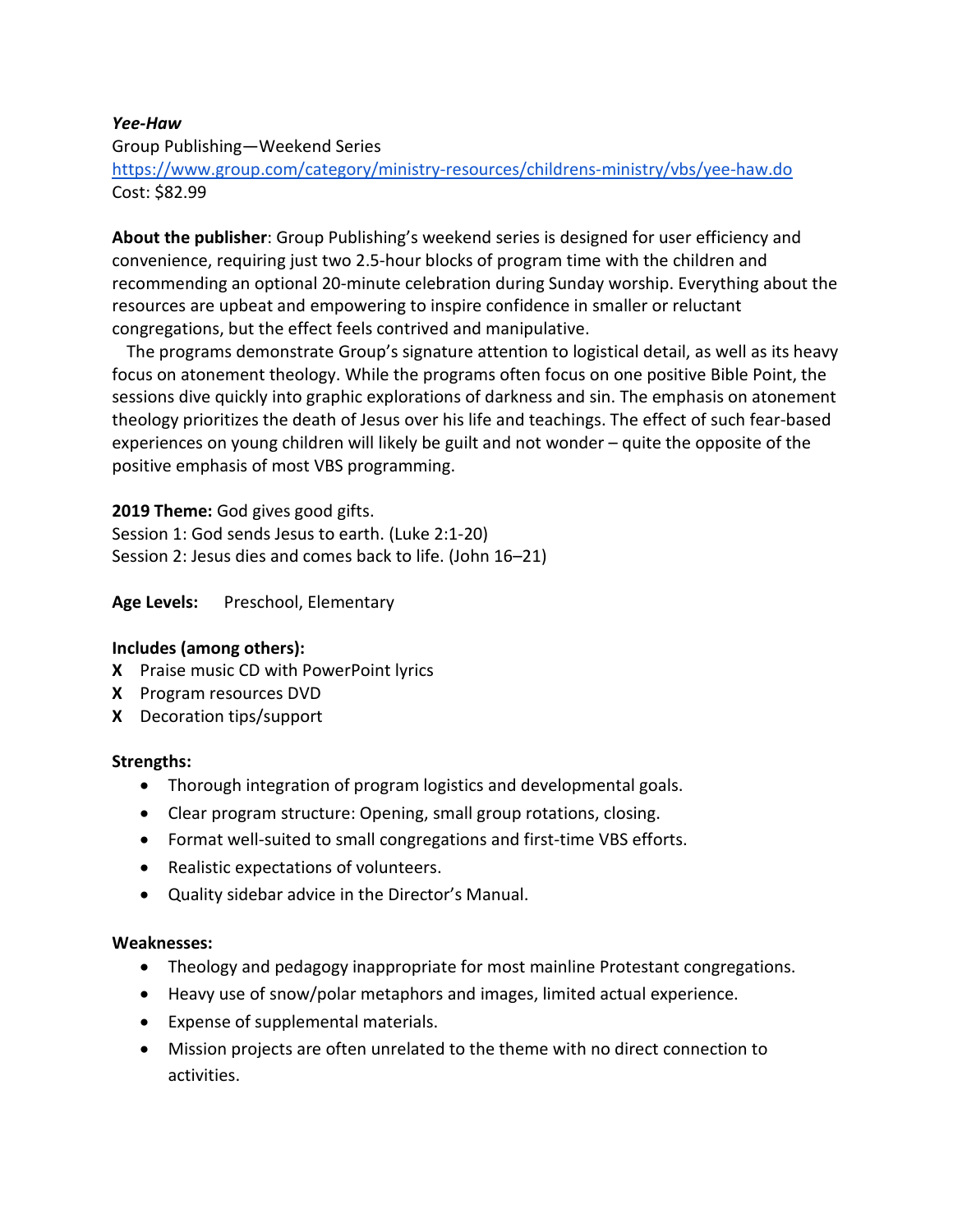***Yee-Haw***

Group Publishing—Weekend Series

https://www.group.com/category/ministry-resources/childrens-ministry/vbs/yee-haw.do

Cost: $82.99

**About the publisher**: Group Publishing's weekend series is designed for user efficiency and convenience, requiring just two 2.5-hour blocks of program time with the children and recommending an optional 20-minute celebration during Sunday worship. Everything about the resources are upbeat and empowering to inspire confidence in smaller or reluctant congregations, but the effect feels contrived and manipulative.

The programs demonstrate Group's signature attention to logistical detail, as well as its heavy focus on atonement theology. While the programs often focus on one positive Bible Point, the sessions dive quickly into graphic explorations of darkness and sin. The emphasis on atonement theology prioritizes the death of Jesus over his life and teachings. The effect of such fear-based experiences on young children will likely be guilt and not wonder – quite the opposite of the positive emphasis of most VBS programming.

**2019 Theme:** God gives good gifts.

Session 1: God sends Jesus to earth. (Luke 2:1-20)

Session 2: Jesus dies and comes back to life. (John 16–21)

**Age Levels:** Preschool, Elementary

**Includes (among others):**

**X** Praise music CD with PowerPoint lyrics

**X** Program resources DVD

**X** Decoration tips/support

**Strengths:**

- Thorough integration of program logistics and developmental goals.
- Clear program structure: Opening, small group rotations, closing.
- Format well-suited to small congregations and first-time VBS efforts.
- Realistic expectations of volunteers.
- Quality sidebar advice in the Director's Manual.

**Weaknesses:**

- Theology and pedagogy inappropriate for most mainline Protestant congregations.
- Heavy use of snow/polar metaphors and images, limited actual experience.
- Expense of supplemental materials.
- Mission projects are often unrelated to the theme with no direct connection to activities.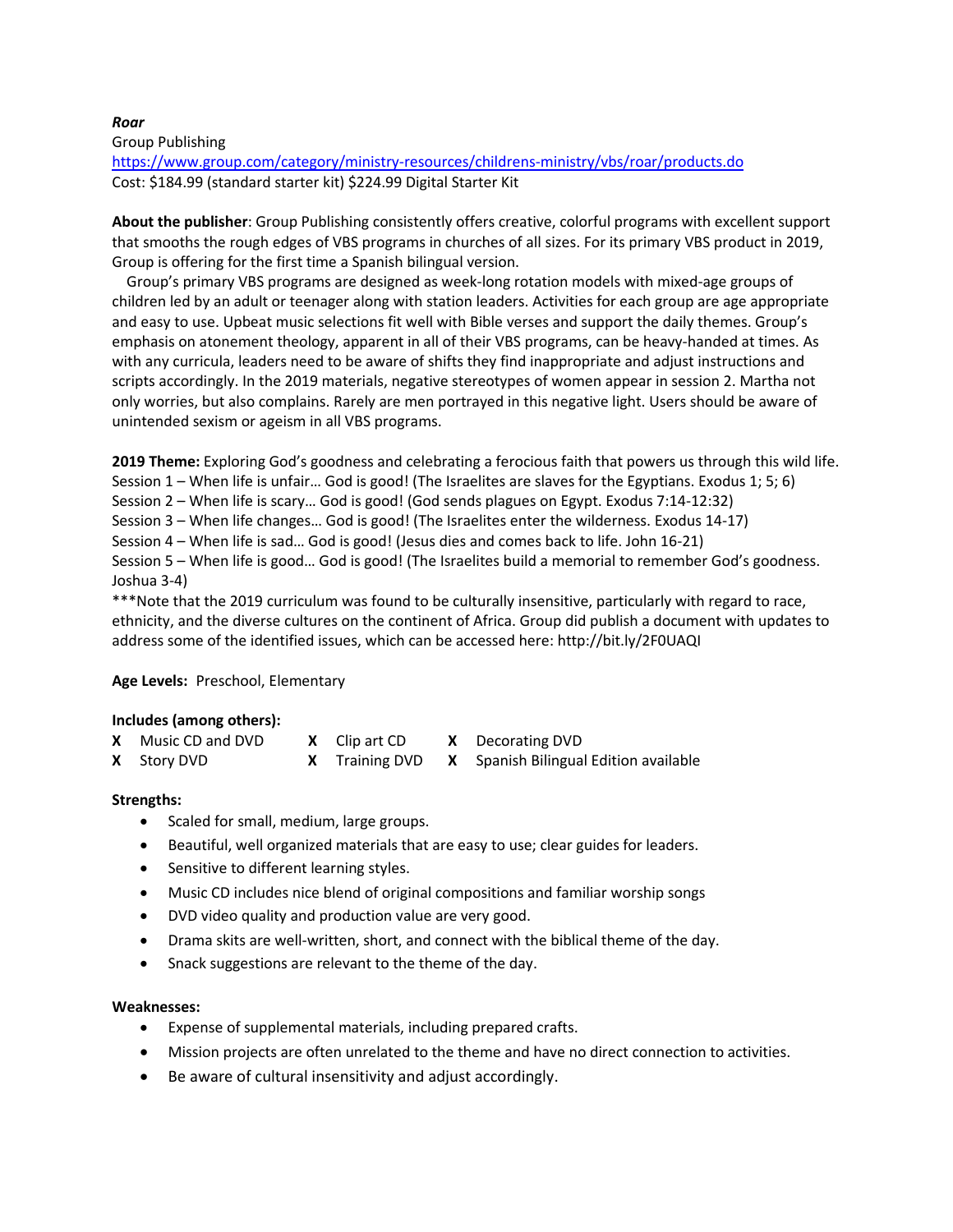***Roar***

Group Publishing
https://www.group.com/category/ministry-resources/childrens-ministry/vbs/roar/products.do
Cost: $184.99 (standard starter kit) $224.99 Digital Starter Kit

**About the publisher**: Group Publishing consistently offers creative, colorful programs with excellent support that smooths the rough edges of VBS programs in churches of all sizes. For its primary VBS product in 2019, Group is offering for the first time a Spanish bilingual version.

Group's primary VBS programs are designed as week-long rotation models with mixed-age groups of children led by an adult or teenager along with station leaders. Activities for each group are age appropriate and easy to use. Upbeat music selections fit well with Bible verses and support the daily themes. Group's emphasis on atonement theology, apparent in all of their VBS programs, can be heavy-handed at times. As with any curricula, leaders need to be aware of shifts they find inappropriate and adjust instructions and scripts accordingly. In the 2019 materials, negative stereotypes of women appear in session 2. Martha not only worries, but also complains. Rarely are men portrayed in this negative light. Users should be aware of unintended sexism or ageism in all VBS programs.

**2019 Theme:** Exploring God's goodness and celebrating a ferocious faith that powers us through this wild life.
Session 1 – When life is unfair… God is good! (The Israelites are slaves for the Egyptians. Exodus 1; 5; 6)
Session 2 – When life is scary… God is good! (God sends plagues on Egypt. Exodus 7:14-12:32)
Session 3 – When life changes… God is good! (The Israelites enter the wilderness. Exodus 14-17)
Session 4 – When life is sad… God is good! (Jesus dies and comes back to life. John 16-21)
Session 5 – When life is good… God is good! (The Israelites build a memorial to remember God's goodness. Joshua 3-4)
***Note that the 2019 curriculum was found to be culturally insensitive, particularly with regard to race, ethnicity, and the diverse cultures on the continent of Africa. Group did publish a document with updates to address some of the identified issues, which can be accessed here: http://bit.ly/2F0UAQI

**Age Levels:** Preschool, Elementary

**Includes (among others):**

| | | | | | |
|---|---|---|---|---|---|
| **X** | Music CD and DVD | **X** | Clip art CD | **X** | Decorating DVD |
| **X** | Story DVD | **X** | Training DVD | **X** | Spanish Bilingual Edition available |

**Strengths:**

- Scaled for small, medium, large groups.
- Beautiful, well organized materials that are easy to use; clear guides for leaders.
- Sensitive to different learning styles.
- Music CD includes nice blend of original compositions and familiar worship songs
- DVD video quality and production value are very good.
- Drama skits are well-written, short, and connect with the biblical theme of the day.
- Snack suggestions are relevant to the theme of the day.

**Weaknesses:**

- Expense of supplemental materials, including prepared crafts.
- Mission projects are often unrelated to the theme and have no direct connection to activities.
- Be aware of cultural insensitivity and adjust accordingly.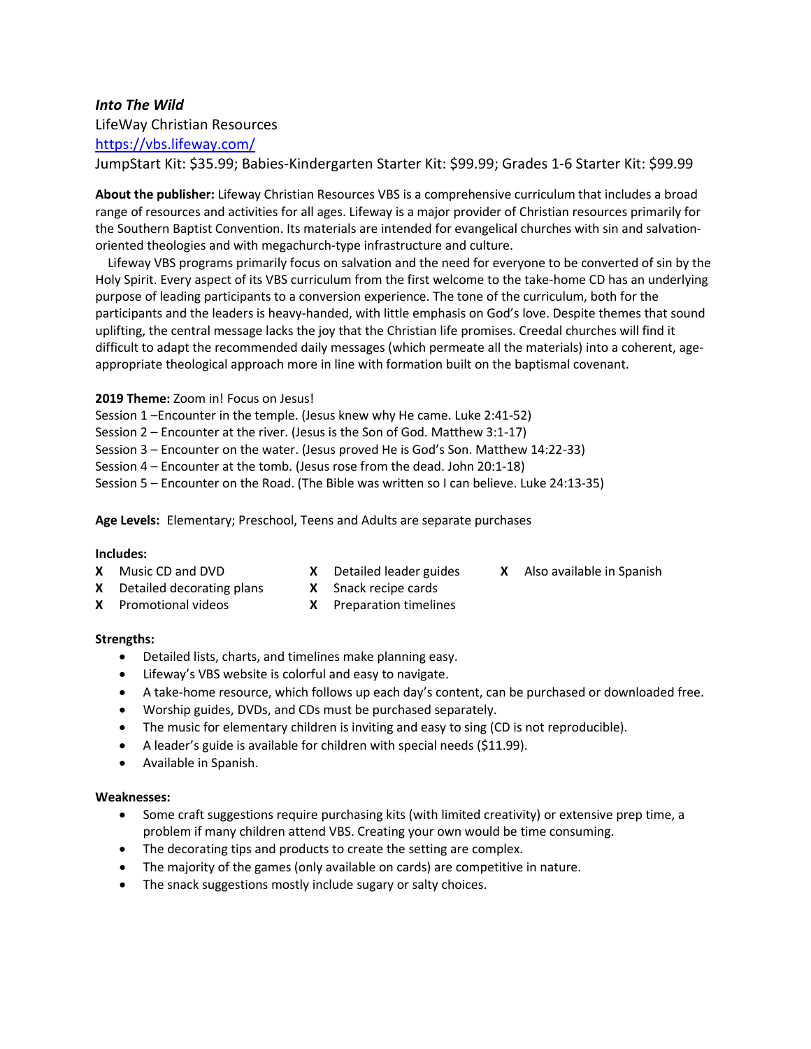***Into The Wild***

LifeWay Christian Resources

[https://vbs.lifeway.com/](https://vbs.lifeway.com/)

JumpStart Kit: $35.99; Babies-Kindergarten Starter Kit: $99.99; Grades 1-6 Starter Kit: $99.99

**About the publisher:** Lifeway Christian Resources VBS is a comprehensive curriculum that includes a broad range of resources and activities for all ages. Lifeway is a major provider of Christian resources primarily for the Southern Baptist Convention. Its materials are intended for evangelical churches with sin and salvation-oriented theologies and with megachurch-type infrastructure and culture.

Lifeway VBS programs primarily focus on salvation and the need for everyone to be converted of sin by the Holy Spirit. Every aspect of its VBS curriculum from the first welcome to the take-home CD has an underlying purpose of leading participants to a conversion experience. The tone of the curriculum, both for the participants and the leaders is heavy-handed, with little emphasis on God's love. Despite themes that sound uplifting, the central message lacks the joy that the Christian life promises. Creedal churches will find it difficult to adapt the recommended daily messages (which permeate all the materials) into a coherent, age-appropriate theological approach more in line with formation built on the baptismal covenant.

**2019 Theme:** Zoom in! Focus on Jesus!

Session 1 –Encounter in the temple. (Jesus knew why He came. Luke 2:41-52)

Session 2 – Encounter at the river. (Jesus is the Son of God. Matthew 3:1-17)

Session 3 – Encounter on the water. (Jesus proved He is God's Son. Matthew 14:22-33)

Session 4 – Encounter at the tomb. (Jesus rose from the dead. John 20:1-18)

Session 5 – Encounter on the Road. (The Bible was written so I can believe. Luke 24:13-35)

**Age Levels:** Elementary; Preschool, Teens and Adults are separate purchases

**Includes:**

**X** Music CD and DVD

**X** Detailed decorating plans

**X** Promotional videos

**X** Detailed leader guides

**X** Snack recipe cards

**X** Preparation timelines

**X** Also available in Spanish

**Strengths:**

- Detailed lists, charts, and timelines make planning easy.
- Lifeway's VBS website is colorful and easy to navigate.
- A take-home resource, which follows up each day's content, can be purchased or downloaded free.
- Worship guides, DVDs, and CDs must be purchased separately.
- The music for elementary children is inviting and easy to sing (CD is not reproducible).
- A leader's guide is available for children with special needs ($11.99).
- Available in Spanish.

**Weaknesses:**

- Some craft suggestions require purchasing kits (with limited creativity) or extensive prep time, a problem if many children attend VBS. Creating your own would be time consuming.
- The decorating tips and products to create the setting are complex.
- The majority of the games (only available on cards) are competitive in nature.
- The snack suggestions mostly include sugary or salty choices.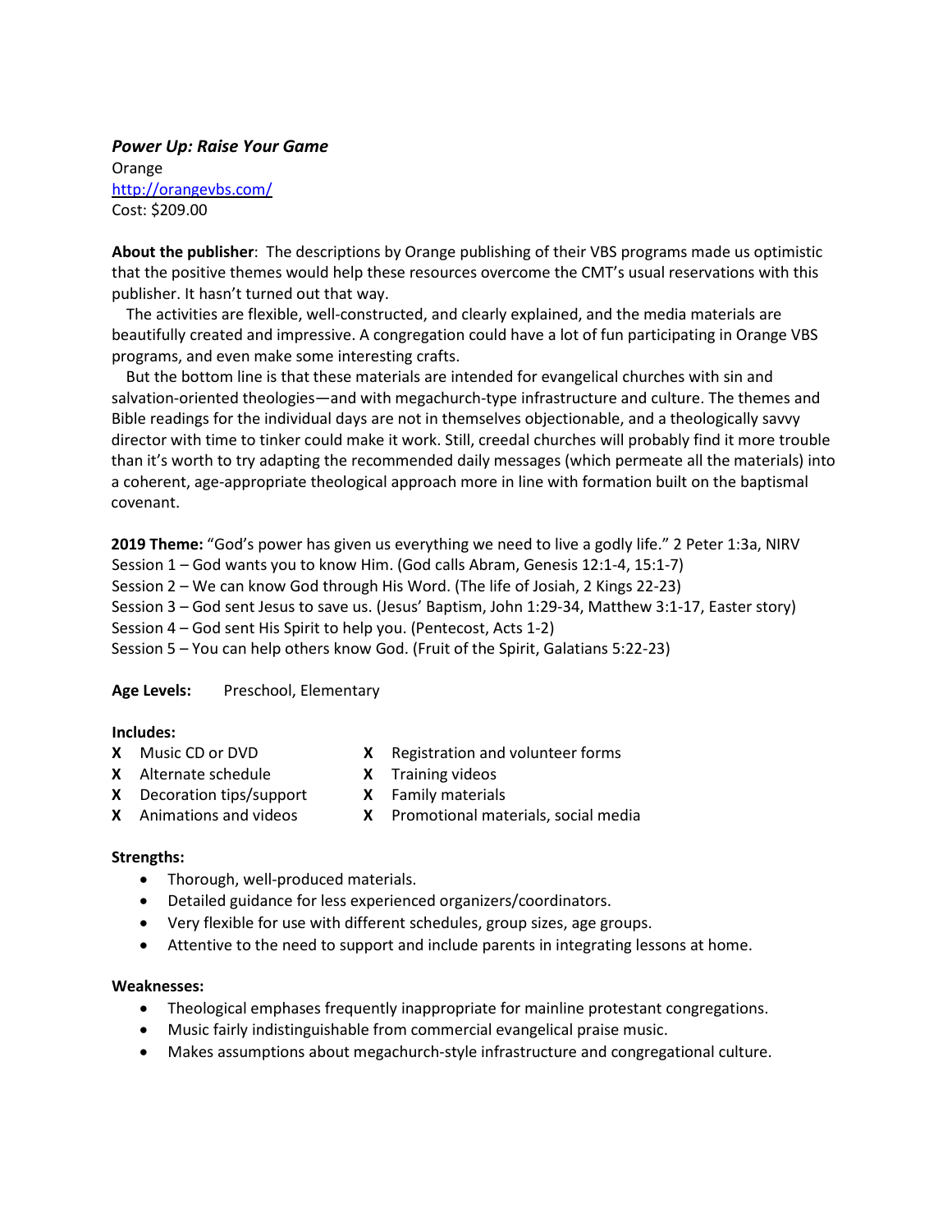***Power Up: Raise Your Game***
Orange
http://orangevbs.com/
Cost: $209.00

**About the publisher**: The descriptions by Orange publishing of their VBS programs made us optimistic that the positive themes would help these resources overcome the CMT's usual reservations with this publisher. It hasn't turned out that way.

The activities are flexible, well-constructed, and clearly explained, and the media materials are beautifully created and impressive. A congregation could have a lot of fun participating in Orange VBS programs, and even make some interesting crafts.

But the bottom line is that these materials are intended for evangelical churches with sin and salvation-oriented theologies—and with megachurch-type infrastructure and culture. The themes and Bible readings for the individual days are not in themselves objectionable, and a theologically savvy director with time to tinker could make it work. Still, creedal churches will probably find it more trouble than it's worth to try adapting the recommended daily messages (which permeate all the materials) into a coherent, age-appropriate theological approach more in line with formation built on the baptismal covenant.

**2019 Theme:** "God's power has given us everything we need to live a godly life." 2 Peter 1:3a, NIRV
Session 1 – God wants you to know Him. (God calls Abram, Genesis 12:1-4, 15:1-7)
Session 2 – We can know God through His Word. (The life of Josiah, 2 Kings 22-23)
Session 3 – God sent Jesus to save us. (Jesus' Baptism, John 1:29-34, Matthew 3:1-17, Easter story)
Session 4 – God sent His Spirit to help you. (Pentecost, Acts 1-2)
Session 5 – You can help others know God. (Fruit of the Spirit, Galatians 5:22-23)

**Age Levels:** Preschool, Elementary

**Includes:**

- **X** Music CD or DVD
- **X** Alternate schedule
- **X** Decoration tips/support
- **X** Animations and videos
- **X** Registration and volunteer forms
- **X** Training videos
- **X** Family materials
- **X** Promotional materials, social media

**Strengths:**

- Thorough, well-produced materials.
- Detailed guidance for less experienced organizers/coordinators.
- Very flexible for use with different schedules, group sizes, age groups.
- Attentive to the need to support and include parents in integrating lessons at home.

**Weaknesses:**

- Theological emphases frequently inappropriate for mainline protestant congregations.
- Music fairly indistinguishable from commercial evangelical praise music.
- Makes assumptions about megachurch-style infrastructure and congregational culture.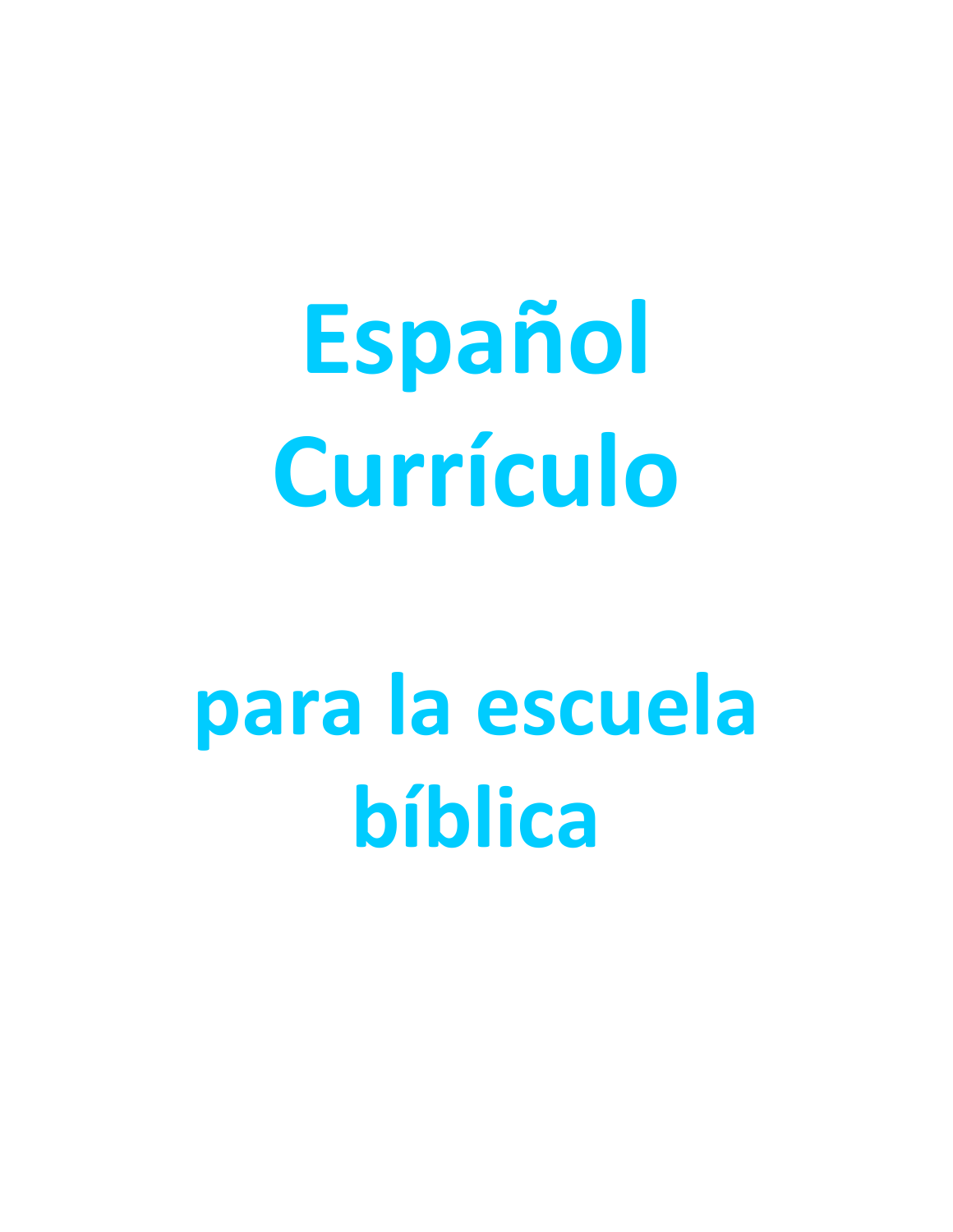# Español Currículo

# para la escuela bíblica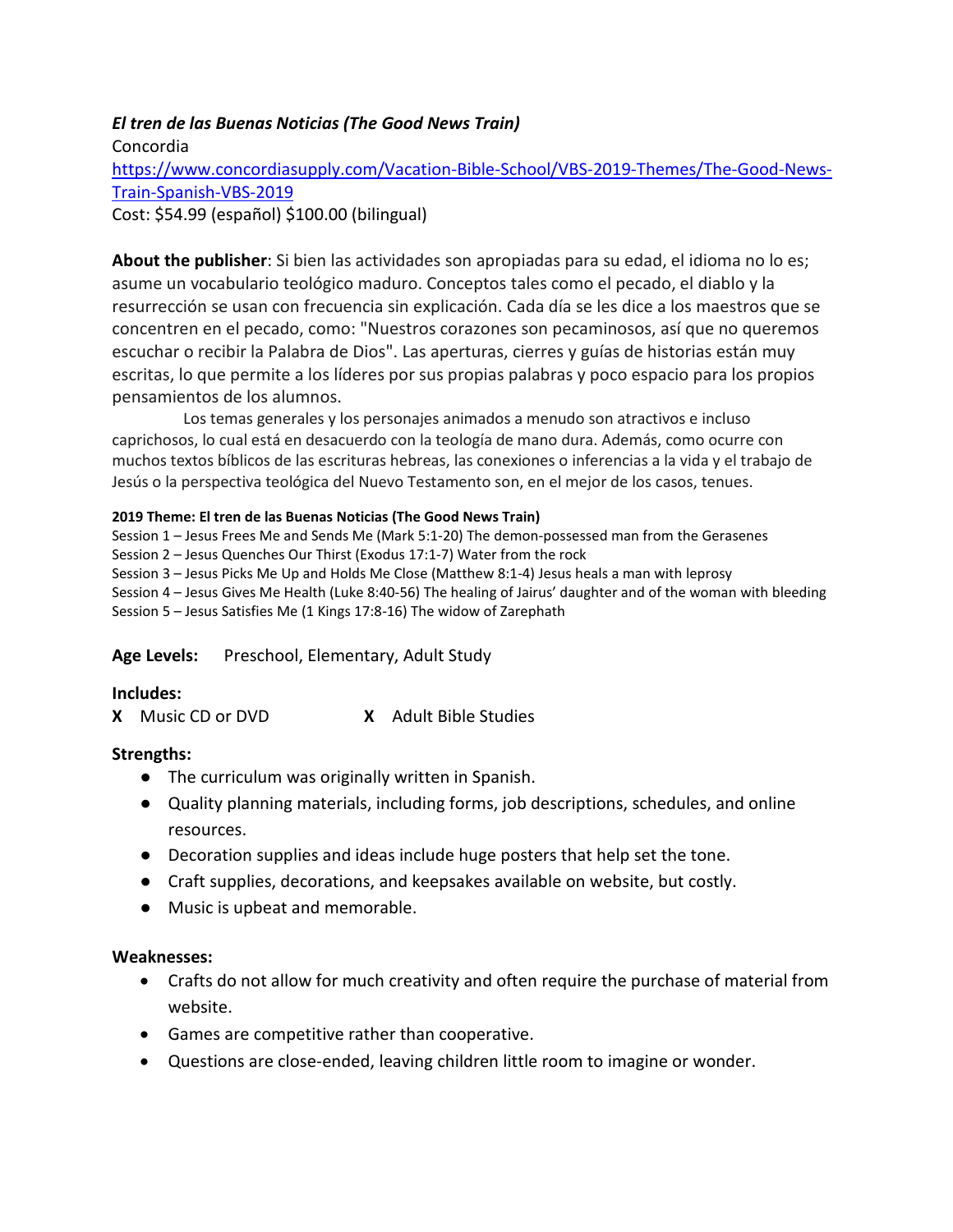***El tren de las Buenas Noticias (The Good News Train)***
Concordia
[https://www.concordiasupply.com/Vacation-Bible-School/VBS-2019-Themes/The-Good-News-Train-Spanish-VBS-2019](https://www.concordiasupply.com/Vacation-Bible-School/VBS-2019-Themes/The-Good-News-Train-Spanish-VBS-2019)
Cost: $54.99 (español) $100.00 (bilingual)

**About the publisher**: Si bien las actividades son apropiadas para su edad, el idioma no lo es; asume un vocabulario teológico maduro. Conceptos tales como el pecado, el diablo y la resurrección se usan con frecuencia sin explicación. Cada día se les dice a los maestros que se concentren en el pecado, como: "Nuestros corazones son pecaminosos, así que no queremos escuchar o recibir la Palabra de Dios". Las aperturas, cierres y guías de historias están muy escritas, lo que permite a los líderes por sus propias palabras y poco espacio para los propios pensamientos de los alumnos.

Los temas generales y los personajes animados a menudo son atractivos e incluso caprichosos, lo cual está en desacuerdo con la teología de mano dura. Además, como ocurre con muchos textos bíblicos de las escrituras hebreas, las conexiones o inferencias a la vida y el trabajo de Jesús o la perspectiva teológica del Nuevo Testamento son, en el mejor de los casos, tenues.

**2019 Theme: El tren de las Buenas Noticias (The Good News Train)**
Session 1 – Jesus Frees Me and Sends Me (Mark 5:1-20) The demon-possessed man from the Gerasenes
Session 2 – Jesus Quenches Our Thirst (Exodus 17:1-7) Water from the rock
Session 3 – Jesus Picks Me Up and Holds Me Close (Matthew 8:1-4) Jesus heals a man with leprosy
Session 4 – Jesus Gives Me Health (Luke 8:40-56) The healing of Jairus' daughter and of the woman with bleeding
Session 5 – Jesus Satisfies Me (1 Kings 17:8-16) The widow of Zarephath

**Age Levels:** Preschool, Elementary, Adult Study

**Includes:**
**X** Music CD or DVD **X** Adult Bible Studies

**Strengths:**
- The curriculum was originally written in Spanish.
- Quality planning materials, including forms, job descriptions, schedules, and online resources.
- Decoration supplies and ideas include huge posters that help set the tone.
- Craft supplies, decorations, and keepsakes available on website, but costly.
- Music is upbeat and memorable.

**Weaknesses:**
- Crafts do not allow for much creativity and often require the purchase of material from website.
- Games are competitive rather than cooperative.
- Questions are close-ended, leaving children little room to imagine or wonder.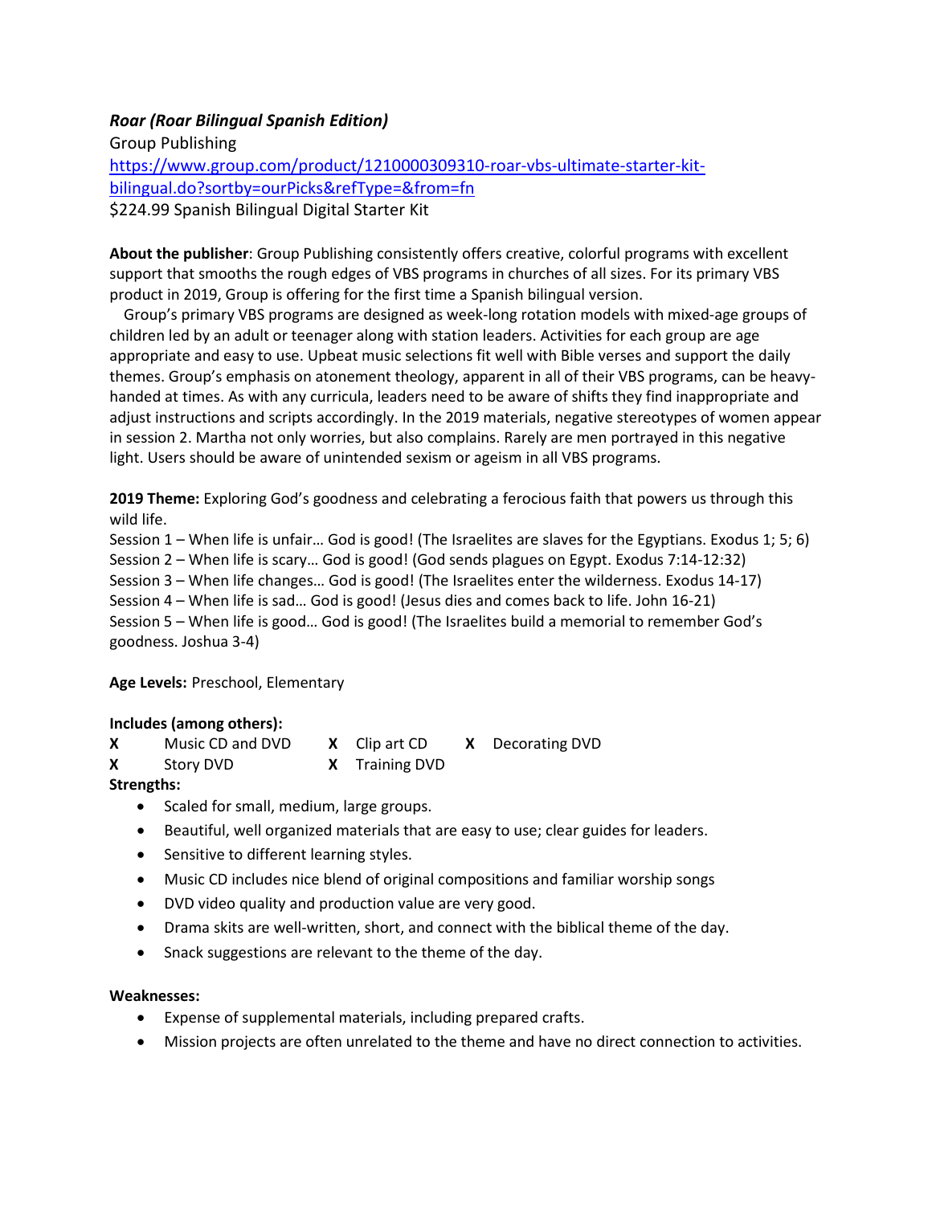***Roar (Roar Bilingual Spanish Edition)***
Group Publishing
[https://www.group.com/product/1210000309310-roar-vbs-ultimate-starter-kit-bilingual.do?sortby=ourPicks&refType=&from=fn](https://www.group.com/product/1210000309310-roar-vbs-ultimate-starter-kit-bilingual.do?sortby=ourPicks&refType=&from=fn)
$224.99 Spanish Bilingual Digital Starter Kit

**About the publisher**: Group Publishing consistently offers creative, colorful programs with excellent support that smooths the rough edges of VBS programs in churches of all sizes. For its primary VBS product in 2019, Group is offering for the first time a Spanish bilingual version.

Group's primary VBS programs are designed as week-long rotation models with mixed-age groups of children led by an adult or teenager along with station leaders. Activities for each group are age appropriate and easy to use. Upbeat music selections fit well with Bible verses and support the daily themes. Group's emphasis on atonement theology, apparent in all of their VBS programs, can be heavy-handed at times. As with any curricula, leaders need to be aware of shifts they find inappropriate and adjust instructions and scripts accordingly. In the 2019 materials, negative stereotypes of women appear in session 2. Martha not only worries, but also complains. Rarely are men portrayed in this negative light. Users should be aware of unintended sexism or ageism in all VBS programs.

**2019 Theme:** Exploring God's goodness and celebrating a ferocious faith that powers us through this wild life.
Session 1 – When life is unfair… God is good! (The Israelites are slaves for the Egyptians. Exodus 1; 5; 6)
Session 2 – When life is scary… God is good! (God sends plagues on Egypt. Exodus 7:14-12:32)
Session 3 – When life changes… God is good! (The Israelites enter the wilderness. Exodus 14-17)
Session 4 – When life is sad… God is good! (Jesus dies and comes back to life. John 16-21)
Session 5 – When life is good… God is good! (The Israelites build a memorial to remember God's goodness. Joshua 3-4)

**Age Levels:** Preschool, Elementary

**Includes (among others):**

| | | | | | |
|---|---|---|---|---|---|
| X | Music CD and DVD | X | Clip art CD | X | Decorating DVD |
| X | Story DVD | X | Training DVD | | |

**Strengths:**

- Scaled for small, medium, large groups.
- Beautiful, well organized materials that are easy to use; clear guides for leaders.
- Sensitive to different learning styles.
- Music CD includes nice blend of original compositions and familiar worship songs
- DVD video quality and production value are very good.
- Drama skits are well-written, short, and connect with the biblical theme of the day.
- Snack suggestions are relevant to the theme of the day.

**Weaknesses:**

- Expense of supplemental materials, including prepared crafts.
- Mission projects are often unrelated to the theme and have no direct connection to activities.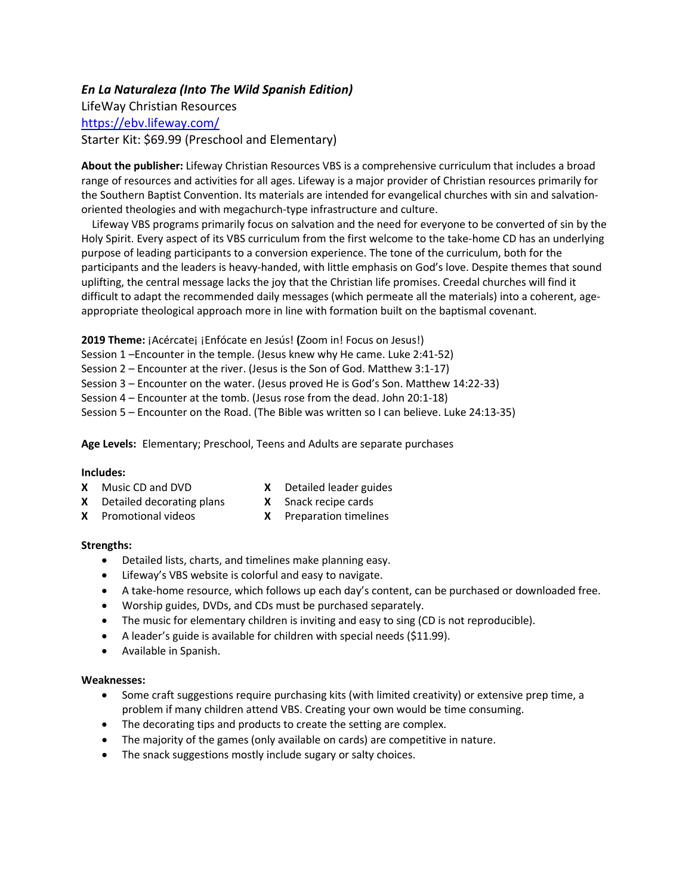***En La Naturaleza (Into The Wild Spanish Edition)***

LifeWay Christian Resources

https://ebv.lifeway.com/

Starter Kit: $69.99 (Preschool and Elementary)

**About the publisher:** Lifeway Christian Resources VBS is a comprehensive curriculum that includes a broad range of resources and activities for all ages. Lifeway is a major provider of Christian resources primarily for the Southern Baptist Convention. Its materials are intended for evangelical churches with sin and salvation-oriented theologies and with megachurch-type infrastructure and culture.

Lifeway VBS programs primarily focus on salvation and the need for everyone to be converted of sin by the Holy Spirit. Every aspect of its VBS curriculum from the first welcome to the take-home CD has an underlying purpose of leading participants to a conversion experience. The tone of the curriculum, both for the participants and the leaders is heavy-handed, with little emphasis on God's love. Despite themes that sound uplifting, the central message lacks the joy that the Christian life promises. Creedal churches will find it difficult to adapt the recommended daily messages (which permeate all the materials) into a coherent, age-appropriate theological approach more in line with formation built on the baptismal covenant.

**2019 Theme:** ¡Acércate¡ ¡Enfócate en Jesús! **(**Zoom in! Focus on Jesus!)

Session 1 –Encounter in the temple. (Jesus knew why He came. Luke 2:41-52)

Session 2 – Encounter at the river. (Jesus is the Son of God. Matthew 3:1-17)

Session 3 – Encounter on the water. (Jesus proved He is God's Son. Matthew 14:22-33)

Session 4 – Encounter at the tomb. (Jesus rose from the dead. John 20:1-18)

Session 5 – Encounter on the Road. (The Bible was written so I can believe. Luke 24:13-35)

**Age Levels:** Elementary; Preschool, Teens and Adults are separate purchases

**Includes:**

**X** Music CD and DVD

**X** Detailed decorating plans

**X** Promotional videos

**X** Detailed leader guides

**X** Snack recipe cards

**X** Preparation timelines

**Strengths:**

- Detailed lists, charts, and timelines make planning easy.
- Lifeway's VBS website is colorful and easy to navigate.
- A take-home resource, which follows up each day's content, can be purchased or downloaded free.
- Worship guides, DVDs, and CDs must be purchased separately.
- The music for elementary children is inviting and easy to sing (CD is not reproducible).
- A leader's guide is available for children with special needs ($11.99).
- Available in Spanish.

**Weaknesses:**

- Some craft suggestions require purchasing kits (with limited creativity) or extensive prep time, a problem if many children attend VBS. Creating your own would be time consuming.
- The decorating tips and products to create the setting are complex.
- The majority of the games (only available on cards) are competitive in nature.
- The snack suggestions mostly include sugary or salty choices.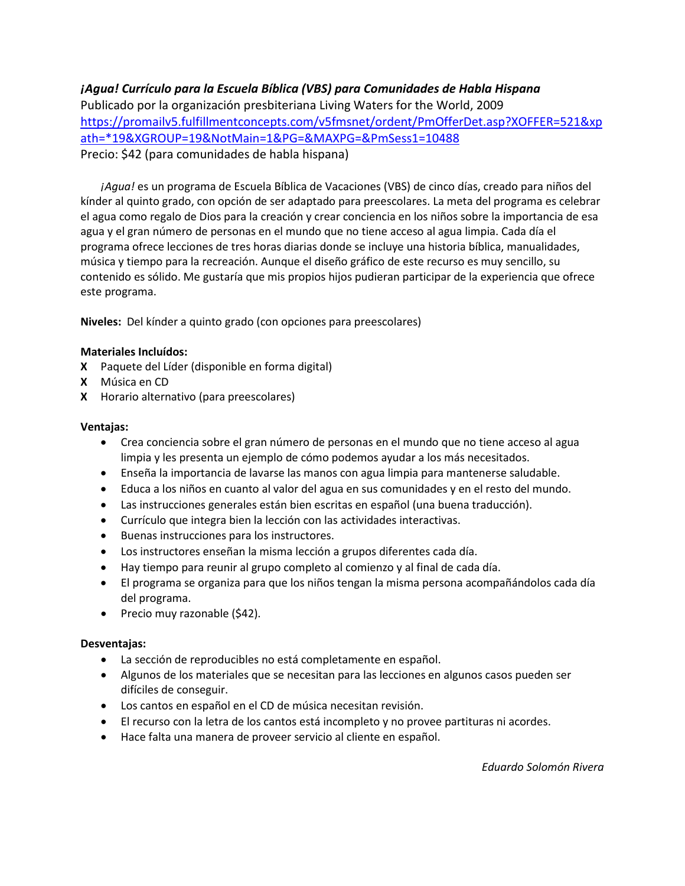***¡Agua! Currículo para la Escuela Bíblica (VBS) para Comunidades de Habla Hispana***

Publicado por la organización presbiteriana Living Waters for the World, 2009

[https://promailv5.fulfillmentconcepts.com/v5fmsnet/ordent/PmOfferDet.asp?XOFFER=521&xpath=*19&XGROUP=19&NotMain=1&PG=&MAXPG=&PmSess1=10488](https://promailv5.fulfillmentconcepts.com/v5fmsnet/ordent/PmOfferDet.asp?XOFFER=521&xpath=*19&XGROUP=19&NotMain=1&PG=&MAXPG=&PmSess1=10488)

Precio: $42 (para comunidades de habla hispana)

*¡Agua!* es un programa de Escuela Bíblica de Vacaciones (VBS) de cinco días, creado para niños del kínder al quinto grado, con opción de ser adaptado para preescolares. La meta del programa es celebrar el agua como regalo de Dios para la creación y crear conciencia en los niños sobre la importancia de esa agua y el gran número de personas en el mundo que no tiene acceso al agua limpia. Cada día el programa ofrece lecciones de tres horas diarias donde se incluye una historia bíblica, manualidades, música y tiempo para la recreación. Aunque el diseño gráfico de este recurso es muy sencillo, su contenido es sólido. Me gustaría que mis propios hijos pudieran participar de la experiencia que ofrece este programa.

**Niveles:** Del kínder a quinto grado (con opciones para preescolares)

**Materiales Incluídos:**

**X** Paquete del Líder (disponible en forma digital)
**X** Música en CD
**X** Horario alternativo (para preescolares)

**Ventajas:**

- Crea conciencia sobre el gran número de personas en el mundo que no tiene acceso al agua limpia y les presenta un ejemplo de cómo podemos ayudar a los más necesitados.
- Enseña la importancia de lavarse las manos con agua limpia para mantenerse saludable.
- Educa a los niños en cuanto al valor del agua en sus comunidades y en el resto del mundo.
- Las instrucciones generales están bien escritas en español (una buena traducción).
- Currículo que integra bien la lección con las actividades interactivas.
- Buenas instrucciones para los instructores.
- Los instructores enseñan la misma lección a grupos diferentes cada día.
- Hay tiempo para reunir al grupo completo al comienzo y al final de cada día.
- El programa se organiza para que los niños tengan la misma persona acompañándolos cada día del programa.
- Precio muy razonable ($42).

**Desventajas:**

- La sección de reproducibles no está completamente en español.
- Algunos de los materiales que se necesitan para las lecciones en algunos casos pueden ser difíciles de conseguir.
- Los cantos en español en el CD de música necesitan revisión.
- El recurso con la letra de los cantos está incompleto y no provee partituras ni acordes.
- Hace falta una manera de proveer servicio al cliente en español.

*Eduardo Solomón Rivera*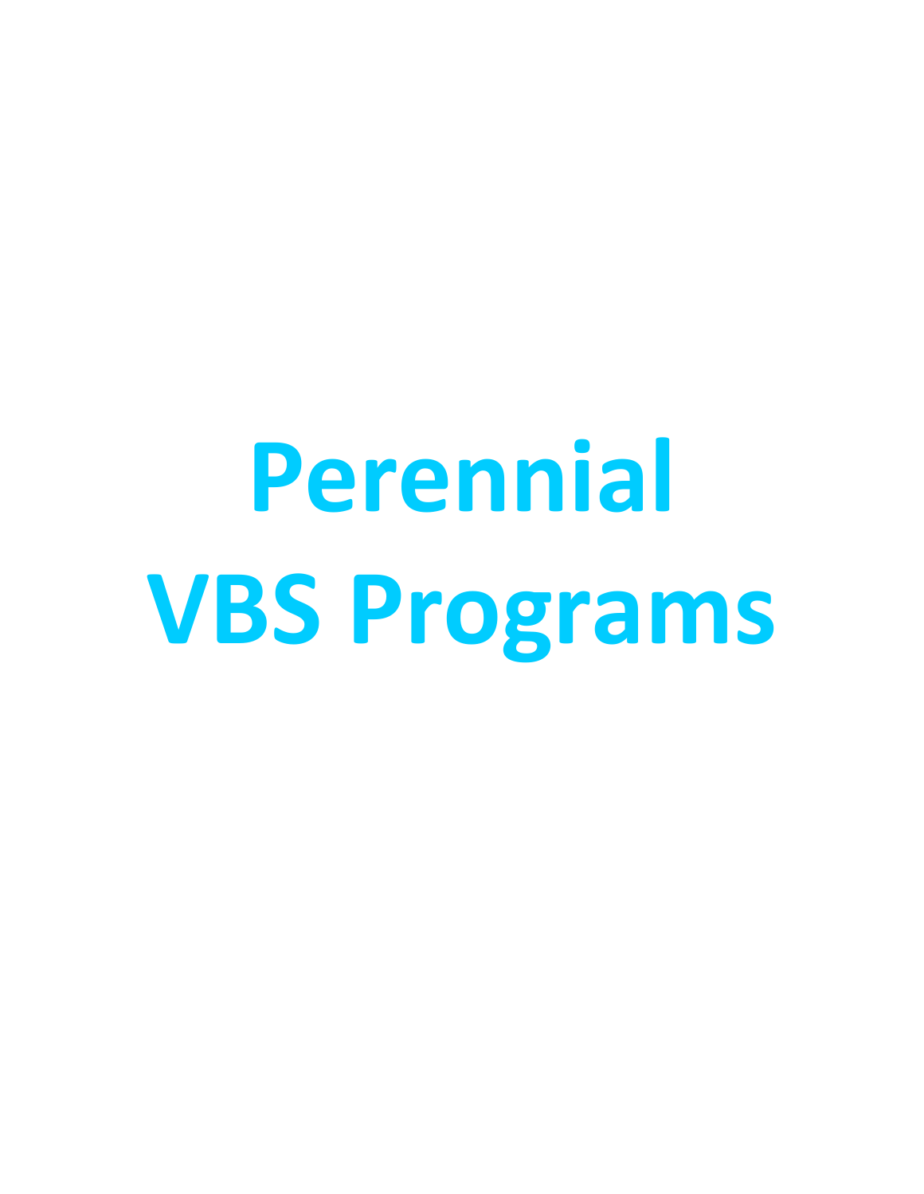# Perennial VBS Programs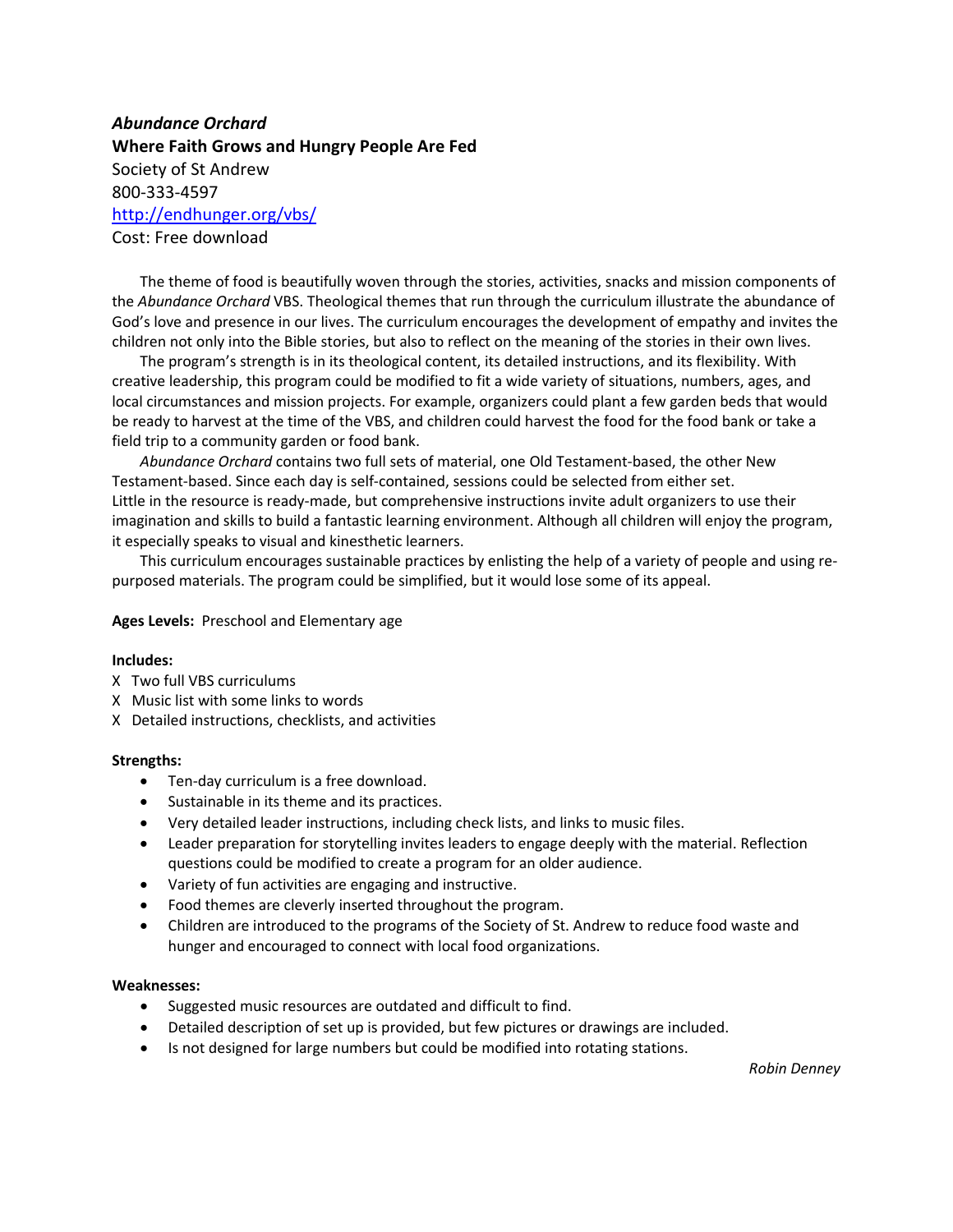***Abundance Orchard***
**Where Faith Grows and Hungry People Are Fed**
Society of St Andrew
800-333-4597
[http://endhunger.org/vbs/](http://endhunger.org/vbs/)
Cost: Free download

The theme of food is beautifully woven through the stories, activities, snacks and mission components of the *Abundance Orchard* VBS. Theological themes that run through the curriculum illustrate the abundance of God's love and presence in our lives. The curriculum encourages the development of empathy and invites the children not only into the Bible stories, but also to reflect on the meaning of the stories in their own lives.

The program's strength is in its theological content, its detailed instructions, and its flexibility. With creative leadership, this program could be modified to fit a wide variety of situations, numbers, ages, and local circumstances and mission projects. For example, organizers could plant a few garden beds that would be ready to harvest at the time of the VBS, and children could harvest the food for the food bank or take a field trip to a community garden or food bank.

*Abundance Orchard* contains two full sets of material, one Old Testament-based, the other New Testament-based. Since each day is self-contained, sessions could be selected from either set. Little in the resource is ready-made, but comprehensive instructions invite adult organizers to use their imagination and skills to build a fantastic learning environment. Although all children will enjoy the program, it especially speaks to visual and kinesthetic learners.

This curriculum encourages sustainable practices by enlisting the help of a variety of people and using re-purposed materials. The program could be simplified, but it would lose some of its appeal.

**Ages Levels:** Preschool and Elementary age

**Includes:**

X Two full VBS curriculums
X Music list with some links to words
X Detailed instructions, checklists, and activities

**Strengths:**

- Ten-day curriculum is a free download.
- Sustainable in its theme and its practices.
- Very detailed leader instructions, including check lists, and links to music files.
- Leader preparation for storytelling invites leaders to engage deeply with the material. Reflection questions could be modified to create a program for an older audience.
- Variety of fun activities are engaging and instructive.
- Food themes are cleverly inserted throughout the program.
- Children are introduced to the programs of the Society of St. Andrew to reduce food waste and hunger and encouraged to connect with local food organizations.

**Weaknesses:**

- Suggested music resources are outdated and difficult to find.
- Detailed description of set up is provided, but few pictures or drawings are included.
- Is not designed for large numbers but could be modified into rotating stations.

*Robin Denney*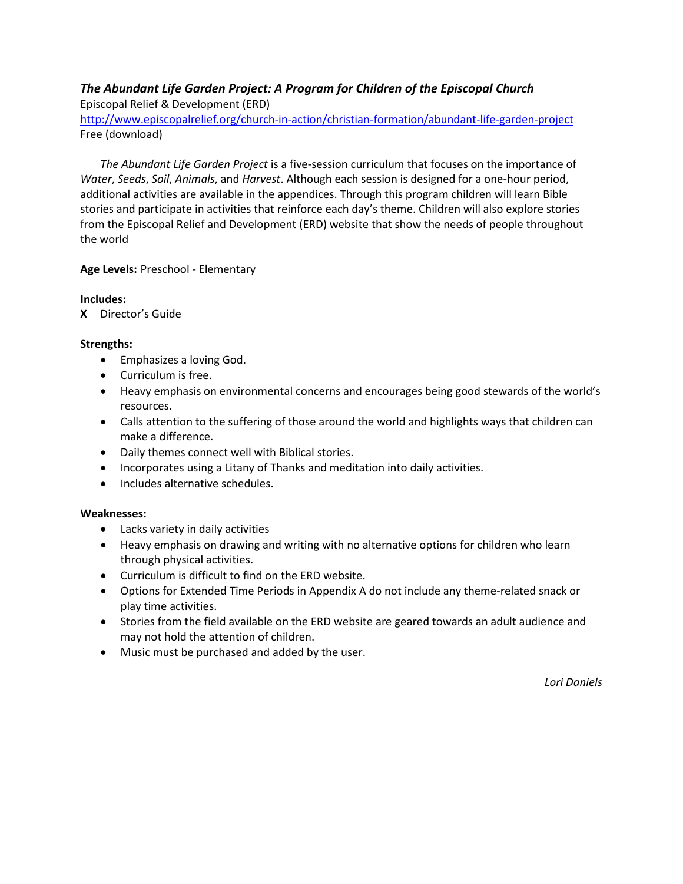***The Abundant Life Garden Project: A Program for Children of the Episcopal Church***
Episcopal Relief & Development (ERD)
[http://www.episcopalrelief.org/church-in-action/christian-formation/abundant-life-garden-project](http://www.episcopalrelief.org/church-in-action/christian-formation/abundant-life-garden-project)
Free (download)

*The Abundant Life Garden Project* is a five-session curriculum that focuses on the importance of *Water*, *Seeds*, *Soil*, *Animals*, and *Harvest*. Although each session is designed for a one-hour period, additional activities are available in the appendices. Through this program children will learn Bible stories and participate in activities that reinforce each day's theme. Children will also explore stories from the Episcopal Relief and Development (ERD) website that show the needs of people throughout the world

**Age Levels:** Preschool - Elementary

**Includes:**
**X** Director's Guide

**Strengths:**
- Emphasizes a loving God.
- Curriculum is free.
- Heavy emphasis on environmental concerns and encourages being good stewards of the world's resources.
- Calls attention to the suffering of those around the world and highlights ways that children can make a difference.
- Daily themes connect well with Biblical stories.
- Incorporates using a Litany of Thanks and meditation into daily activities.
- Includes alternative schedules.

**Weaknesses:**
- Lacks variety in daily activities
- Heavy emphasis on drawing and writing with no alternative options for children who learn through physical activities.
- Curriculum is difficult to find on the ERD website.
- Options for Extended Time Periods in Appendix A do not include any theme-related snack or play time activities.
- Stories from the field available on the ERD website are geared towards an adult audience and may not hold the attention of children.
- Music must be purchased and added by the user.

*Lori Daniels*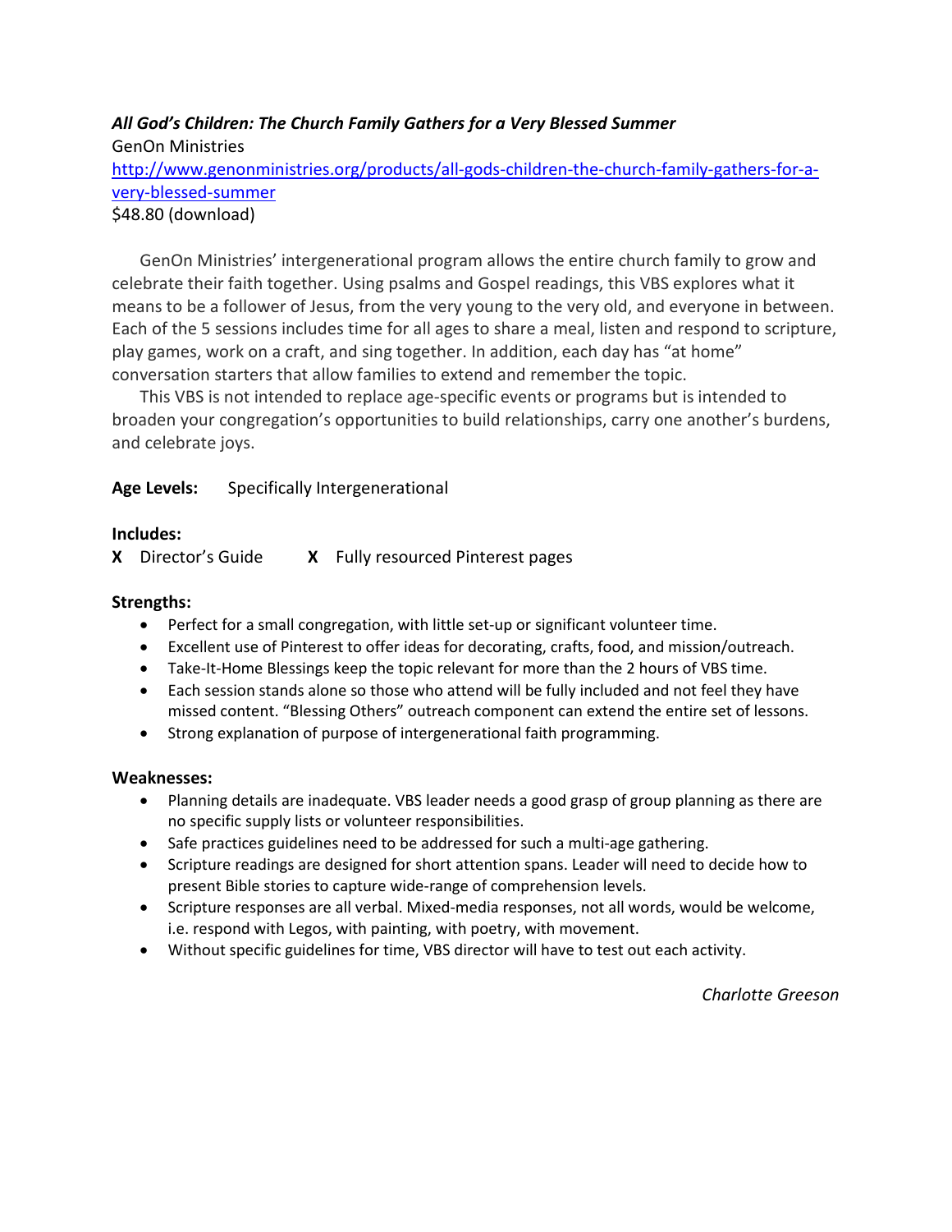***All God's Children: The Church Family Gathers for a Very Blessed Summer***
GenOn Ministries
[http://www.genonministries.org/products/all-gods-children-the-church-family-gathers-for-a-very-blessed-summer](http://www.genonministries.org/products/all-gods-children-the-church-family-gathers-for-a-very-blessed-summer)
$48.80 (download)

GenOn Ministries' intergenerational program allows the entire church family to grow and celebrate their faith together. Using psalms and Gospel readings, this VBS explores what it means to be a follower of Jesus, from the very young to the very old, and everyone in between. Each of the 5 sessions includes time for all ages to share a meal, listen and respond to scripture, play games, work on a craft, and sing together. In addition, each day has "at home" conversation starters that allow families to extend and remember the topic.

This VBS is not intended to replace age-specific events or programs but is intended to broaden your congregation's opportunities to build relationships, carry one another's burdens, and celebrate joys.

**Age Levels:** Specifically Intergenerational

**Includes:**
**X** Director's Guide **X** Fully resourced Pinterest pages

**Strengths:**
- Perfect for a small congregation, with little set-up or significant volunteer time.
- Excellent use of Pinterest to offer ideas for decorating, crafts, food, and mission/outreach.
- Take-It-Home Blessings keep the topic relevant for more than the 2 hours of VBS time.
- Each session stands alone so those who attend will be fully included and not feel they have missed content. "Blessing Others" outreach component can extend the entire set of lessons.
- Strong explanation of purpose of intergenerational faith programming.

**Weaknesses:**
- Planning details are inadequate. VBS leader needs a good grasp of group planning as there are no specific supply lists or volunteer responsibilities.
- Safe practices guidelines need to be addressed for such a multi-age gathering.
- Scripture readings are designed for short attention spans. Leader will need to decide how to present Bible stories to capture wide-range of comprehension levels.
- Scripture responses are all verbal. Mixed-media responses, not all words, would be welcome, i.e. respond with Legos, with painting, with poetry, with movement.
- Without specific guidelines for time, VBS director will have to test out each activity.

*Charlotte Greeson*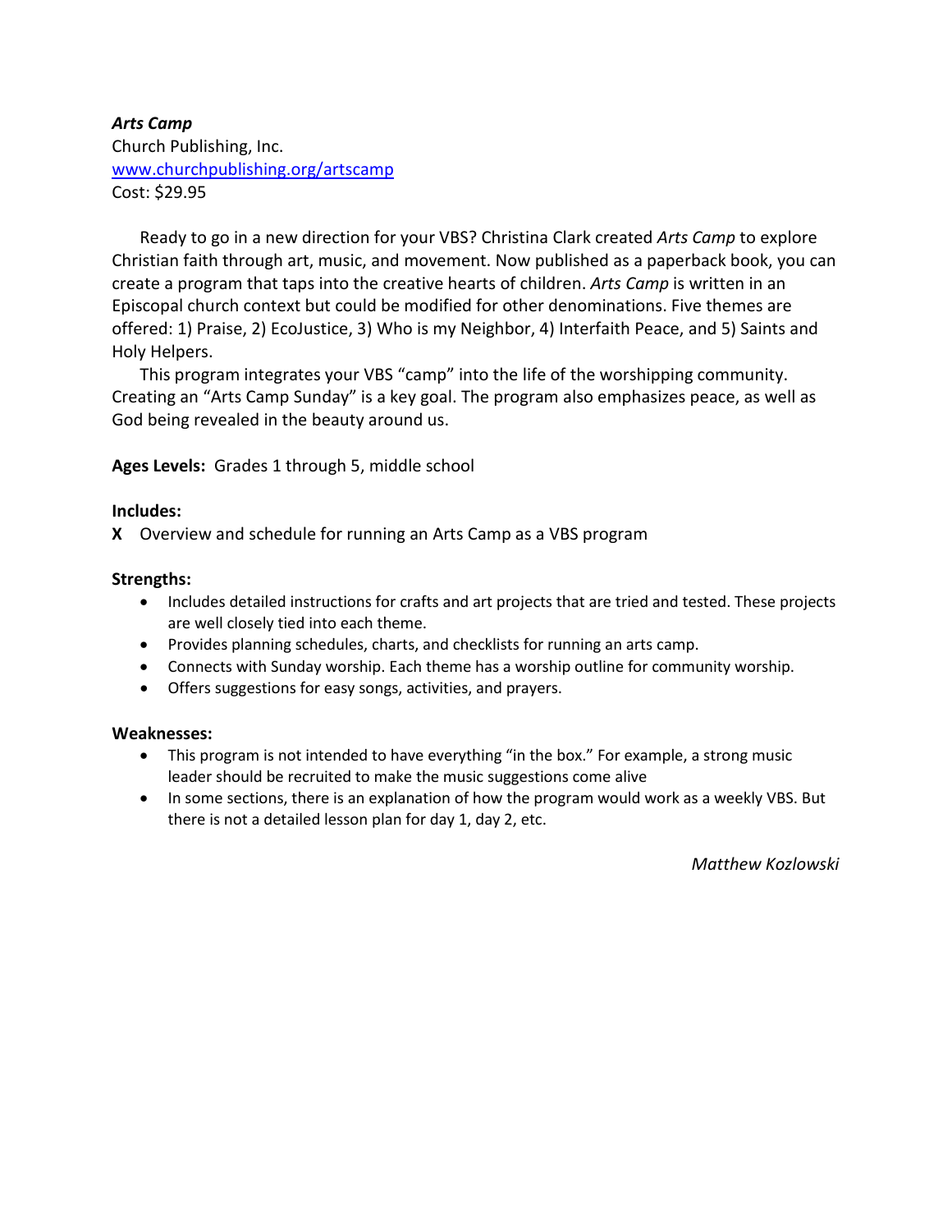***Arts Camp***
Church Publishing, Inc.
[www.churchpublishing.org/artscamp](http://www.churchpublishing.org/artscamp)
Cost: $29.95

Ready to go in a new direction for your VBS? Christina Clark created *Arts Camp* to explore Christian faith through art, music, and movement. Now published as a paperback book, you can create a program that taps into the creative hearts of children. *Arts Camp* is written in an Episcopal church context but could be modified for other denominations. Five themes are offered: 1) Praise, 2) EcoJustice, 3) Who is my Neighbor, 4) Interfaith Peace, and 5) Saints and Holy Helpers.

This program integrates your VBS "camp" into the life of the worshipping community. Creating an "Arts Camp Sunday" is a key goal. The program also emphasizes peace, as well as God being revealed in the beauty around us.

**Ages Levels:** Grades 1 through 5, middle school

**Includes:**

**X** Overview and schedule for running an Arts Camp as a VBS program

**Strengths:**

- Includes detailed instructions for crafts and art projects that are tried and tested. These projects are well closely tied into each theme.
- Provides planning schedules, charts, and checklists for running an arts camp.
- Connects with Sunday worship. Each theme has a worship outline for community worship.
- Offers suggestions for easy songs, activities, and prayers.

**Weaknesses:**

- This program is not intended to have everything "in the box." For example, a strong music leader should be recruited to make the music suggestions come alive
- In some sections, there is an explanation of how the program would work as a weekly VBS. But there is not a detailed lesson plan for day 1, day 2, etc.

*Matthew Kozlowski*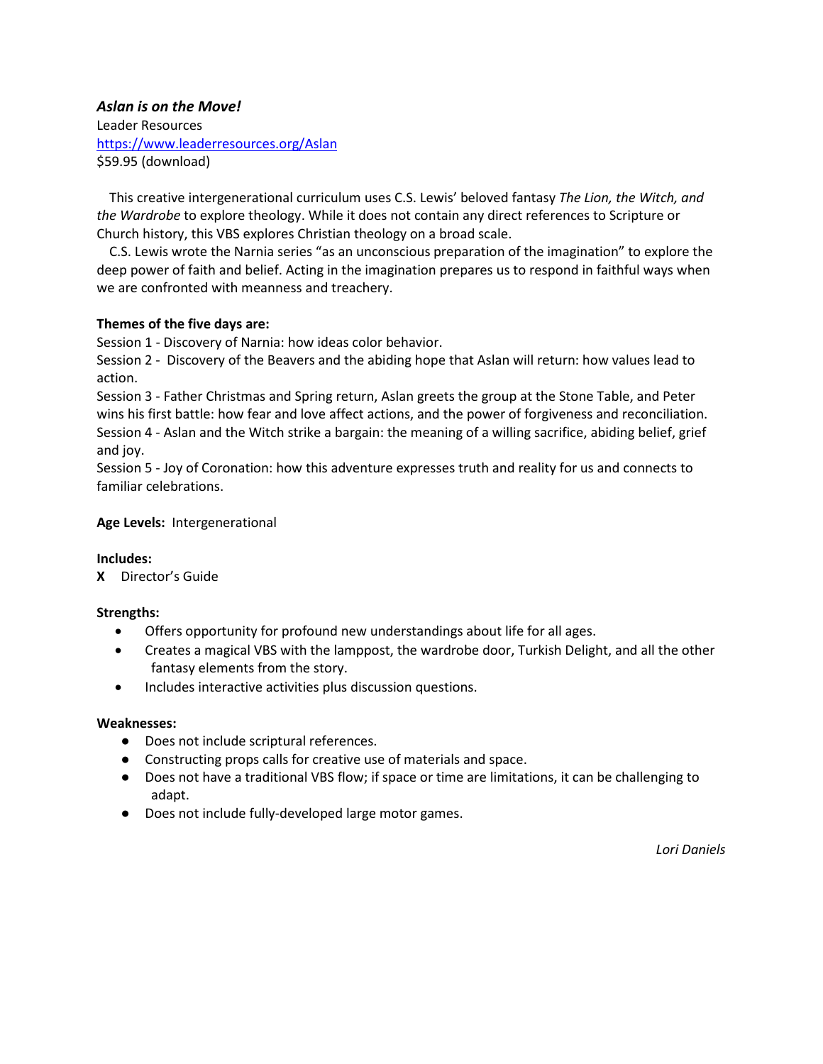***Aslan is on the Move!***

Leader Resources

[https://www.leaderresources.org/Aslan](https://www.leaderresources.org/Aslan)

$59.95 (download)

This creative intergenerational curriculum uses C.S. Lewis' beloved fantasy *The Lion, the Witch, and the Wardrobe* to explore theology. While it does not contain any direct references to Scripture or Church history, this VBS explores Christian theology on a broad scale.

C.S. Lewis wrote the Narnia series "as an unconscious preparation of the imagination" to explore the deep power of faith and belief. Acting in the imagination prepares us to respond in faithful ways when we are confronted with meanness and treachery.

**Themes of the five days are:**

Session 1 - Discovery of Narnia: how ideas color behavior.

Session 2 - Discovery of the Beavers and the abiding hope that Aslan will return: how values lead to action.

Session 3 - Father Christmas and Spring return, Aslan greets the group at the Stone Table, and Peter wins his first battle: how fear and love affect actions, and the power of forgiveness and reconciliation.

Session 4 - Aslan and the Witch strike a bargain: the meaning of a willing sacrifice, abiding belief, grief and joy.

Session 5 - Joy of Coronation: how this adventure expresses truth and reality for us and connects to familiar celebrations.

**Age Levels:** Intergenerational

**Includes:**

**X** Director's Guide

**Strengths:**

- Offers opportunity for profound new understandings about life for all ages.
- Creates a magical VBS with the lamppost, the wardrobe door, Turkish Delight, and all the other fantasy elements from the story.
- Includes interactive activities plus discussion questions.

**Weaknesses:**

- Does not include scriptural references.
- Constructing props calls for creative use of materials and space.
- Does not have a traditional VBS flow; if space or time are limitations, it can be challenging to adapt.
- Does not include fully-developed large motor games.

*Lori Daniels*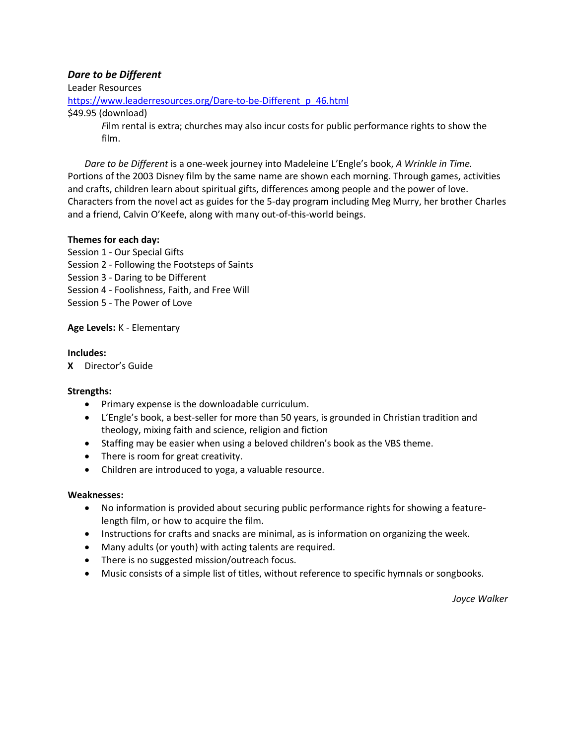### ***Dare to be Different***

Leader Resources

[https://www.leaderresources.org/Dare-to-be-Different_p_46.html](https://www.leaderresources.org/Dare-to-be-Different_p_46.html)

$49.95 (download)

> *F*ilm rental is extra; churches may also incur costs for public performance rights to show the film.

*Dare to be Different* is a one-week journey into Madeleine L'Engle's book, *A Wrinkle in Time.* Portions of the 2003 Disney film by the same name are shown each morning. Through games, activities and crafts, children learn about spiritual gifts, differences among people and the power of love. Characters from the novel act as guides for the 5-day program including Meg Murry, her brother Charles and a friend, Calvin O'Keefe, along with many out-of-this-world beings.

**Themes for each day:**

Session 1 - Our Special Gifts
Session 2 - Following the Footsteps of Saints
Session 3 - Daring to be Different
Session 4 - Foolishness, Faith, and Free Will
Session 5 - The Power of Love

**Age Levels:** K - Elementary

**Includes:**

**X** Director's Guide

**Strengths:**

- Primary expense is the downloadable curriculum.
- L'Engle's book, a best-seller for more than 50 years, is grounded in Christian tradition and theology, mixing faith and science, religion and fiction
- Staffing may be easier when using a beloved children's book as the VBS theme.
- There is room for great creativity.
- Children are introduced to yoga, a valuable resource.

**Weaknesses:**

- No information is provided about securing public performance rights for showing a feature-length film, or how to acquire the film.
- Instructions for crafts and snacks are minimal, as is information on organizing the week.
- Many adults (or youth) with acting talents are required.
- There is no suggested mission/outreach focus.
- Music consists of a simple list of titles, without reference to specific hymnals or songbooks.

*Joyce Walker*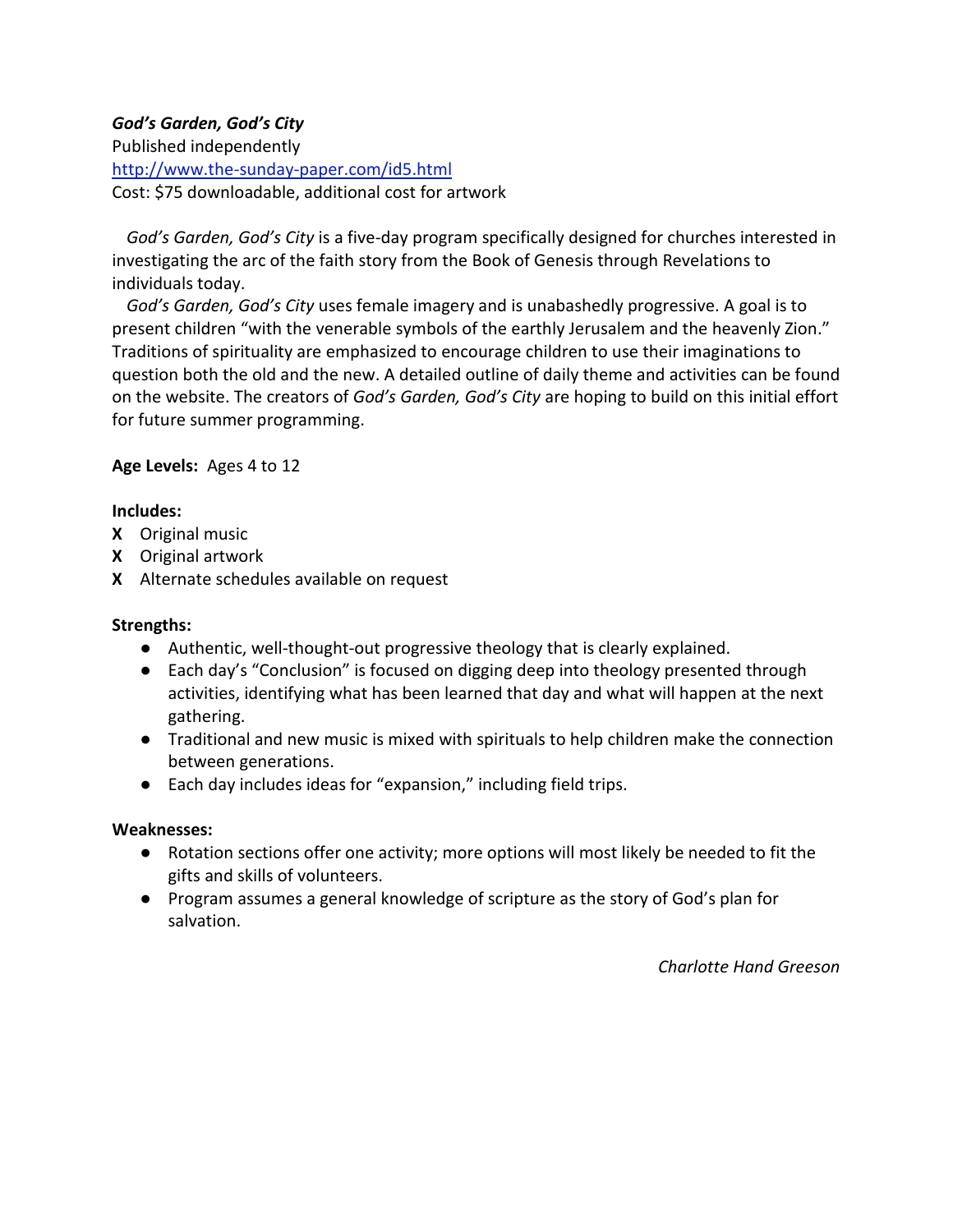***God's Garden, God's City***

Published independently

http://www.the-sunday-paper.com/id5.html

Cost: $75 downloadable, additional cost for artwork

*God's Garden, God's City* is a five-day program specifically designed for churches interested in investigating the arc of the faith story from the Book of Genesis through Revelations to individuals today.

*God's Garden, God's City* uses female imagery and is unabashedly progressive. A goal is to present children "with the venerable symbols of the earthly Jerusalem and the heavenly Zion." Traditions of spirituality are emphasized to encourage children to use their imaginations to question both the old and the new. A detailed outline of daily theme and activities can be found on the website. The creators of *God's Garden, God's City* are hoping to build on this initial effort for future summer programming.

**Age Levels:** Ages 4 to 12

**Includes:**

**X** Original music

**X** Original artwork

**X** Alternate schedules available on request

**Strengths:**

- Authentic, well-thought-out progressive theology that is clearly explained.
- Each day's "Conclusion" is focused on digging deep into theology presented through activities, identifying what has been learned that day and what will happen at the next gathering.
- Traditional and new music is mixed with spirituals to help children make the connection between generations.
- Each day includes ideas for "expansion," including field trips.

**Weaknesses:**

- Rotation sections offer one activity; more options will most likely be needed to fit the gifts and skills of volunteers.
- Program assumes a general knowledge of scripture as the story of God's plan for salvation.

*Charlotte Hand Greeson*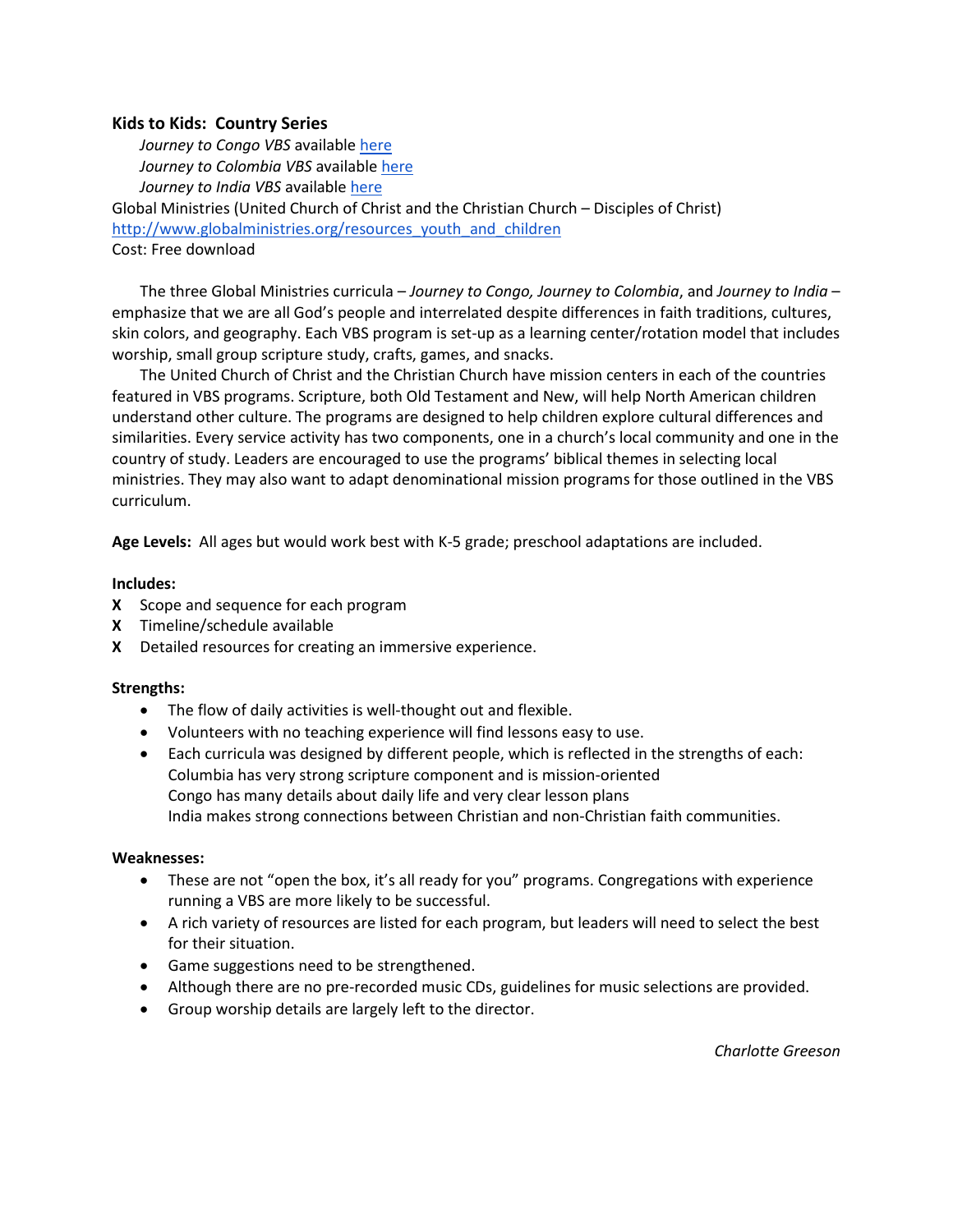**Kids to Kids: Country Series**

*Journey to Congo VBS* available [here]
*Journey to Colombia VBS* available [here]
*Journey to India VBS* available [here]

Global Ministries (United Church of Christ and the Christian Church – Disciples of Christ)
http://www.globalministries.org/resources_youth_and_children
Cost: Free download

The three Global Ministries curricula – *Journey to Congo, Journey to Colombia*, and *Journey to India* – emphasize that we are all God's people and interrelated despite differences in faith traditions, cultures, skin colors, and geography. Each VBS program is set-up as a learning center/rotation model that includes worship, small group scripture study, crafts, games, and snacks.

The United Church of Christ and the Christian Church have mission centers in each of the countries featured in VBS programs. Scripture, both Old Testament and New, will help North American children understand other culture. The programs are designed to help children explore cultural differences and similarities. Every service activity has two components, one in a church's local community and one in the country of study. Leaders are encouraged to use the programs' biblical themes in selecting local ministries. They may also want to adapt denominational mission programs for those outlined in the VBS curriculum.

**Age Levels:** All ages but would work best with K-5 grade; preschool adaptations are included.

**Includes:**

**X** Scope and sequence for each program
**X** Timeline/schedule available
**X** Detailed resources for creating an immersive experience.

**Strengths:**

- The flow of daily activities is well-thought out and flexible.
- Volunteers with no teaching experience will find lessons easy to use.
- Each curricula was designed by different people, which is reflected in the strengths of each:
  Columbia has very strong scripture component and is mission-oriented
  Congo has many details about daily life and very clear lesson plans
  India makes strong connections between Christian and non-Christian faith communities.

**Weaknesses:**

- These are not "open the box, it's all ready for you" programs. Congregations with experience running a VBS are more likely to be successful.
- A rich variety of resources are listed for each program, but leaders will need to select the best for their situation.
- Game suggestions need to be strengthened.
- Although there are no pre-recorded music CDs, guidelines for music selections are provided.
- Group worship details are largely left to the director.

*Charlotte Greeson*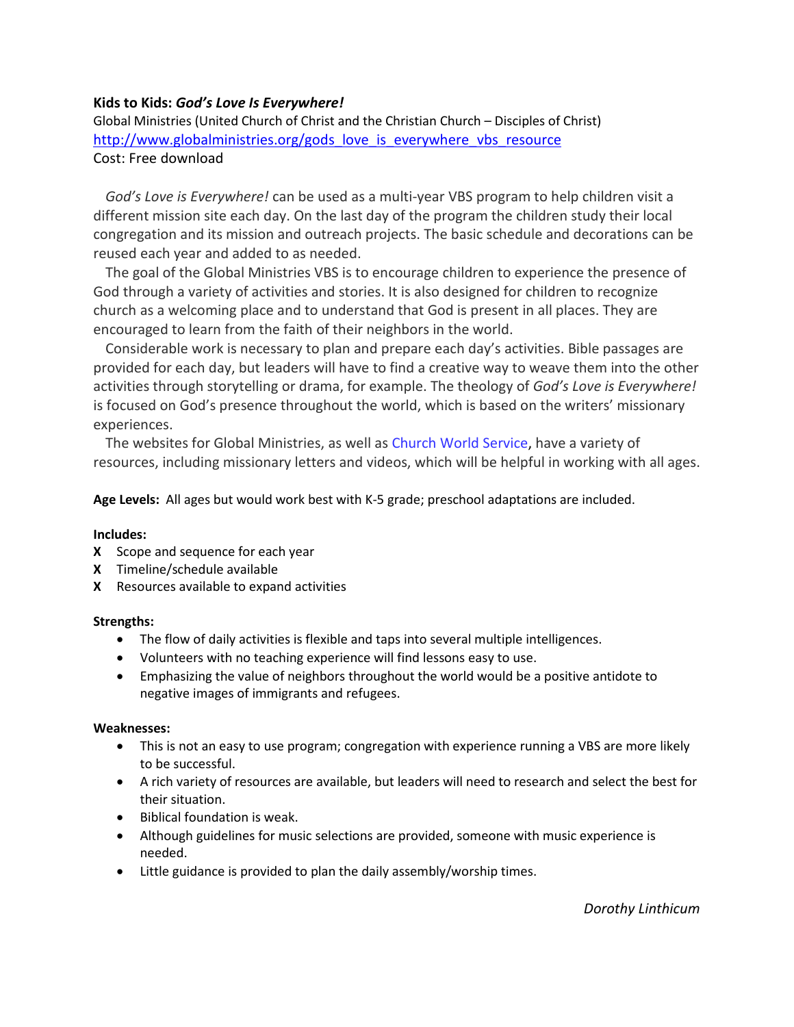**Kids to Kids: *God's Love Is Everywhere!***
Global Ministries (United Church of Christ and the Christian Church – Disciples of Christ)
http://www.globalministries.org/gods_love_is_everywhere_vbs_resource
Cost: Free download

*God's Love is Everywhere!* can be used as a multi-year VBS program to help children visit a different mission site each day. On the last day of the program the children study their local congregation and its mission and outreach projects. The basic schedule and decorations can be reused each year and added to as needed.

The goal of the Global Ministries VBS is to encourage children to experience the presence of God through a variety of activities and stories. It is also designed for children to recognize church as a welcoming place and to understand that God is present in all places. They are encouraged to learn from the faith of their neighbors in the world.

Considerable work is necessary to plan and prepare each day's activities. Bible passages are provided for each day, but leaders will have to find a creative way to weave them into the other activities through storytelling or drama, for example. The theology of *God's Love is Everywhere!* is focused on God's presence throughout the world, which is based on the writers' missionary experiences.

The websites for Global Ministries, as well as Church World Service, have a variety of resources, including missionary letters and videos, which will be helpful in working with all ages.

**Age Levels:** All ages but would work best with K-5 grade; preschool adaptations are included.

**Includes:**

- **X** Scope and sequence for each year
- **X** Timeline/schedule available
- **X** Resources available to expand activities

**Strengths:**

- The flow of daily activities is flexible and taps into several multiple intelligences.
- Volunteers with no teaching experience will find lessons easy to use.
- Emphasizing the value of neighbors throughout the world would be a positive antidote to negative images of immigrants and refugees.

**Weaknesses:**

- This is not an easy to use program; congregation with experience running a VBS are more likely to be successful.
- A rich variety of resources are available, but leaders will need to research and select the best for their situation.
- Biblical foundation is weak.
- Although guidelines for music selections are provided, someone with music experience is needed.
- Little guidance is provided to plan the daily assembly/worship times.

*Dorothy Linthicum*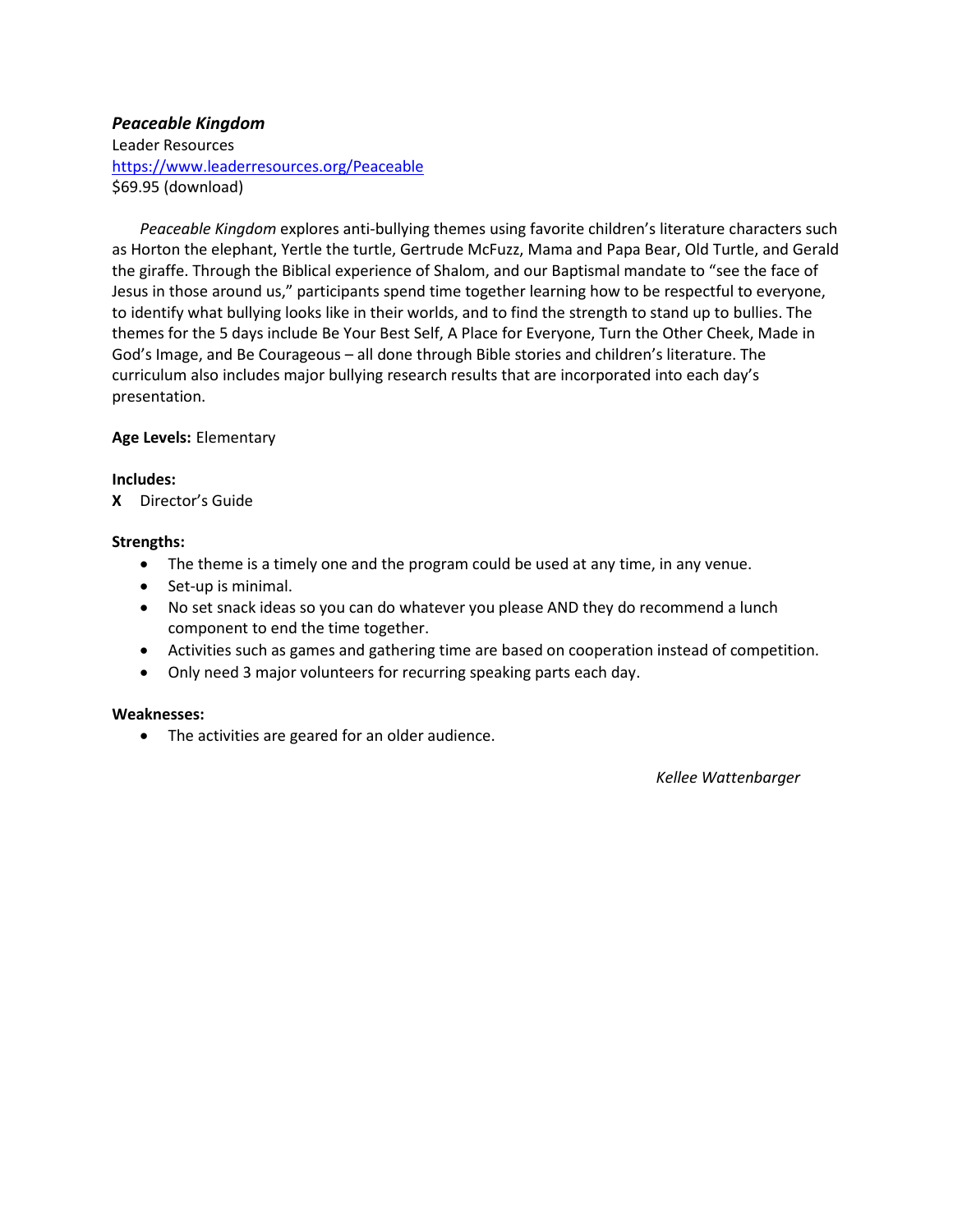***Peaceable Kingdom***

Leader Resources

[https://www.leaderresources.org/Peaceable](https://www.leaderresources.org/Peaceable)

$69.95 (download)

*Peaceable Kingdom* explores anti-bullying themes using favorite children's literature characters such as Horton the elephant, Yertle the turtle, Gertrude McFuzz, Mama and Papa Bear, Old Turtle, and Gerald the giraffe. Through the Biblical experience of Shalom, and our Baptismal mandate to "see the face of Jesus in those around us," participants spend time together learning how to be respectful to everyone, to identify what bullying looks like in their worlds, and to find the strength to stand up to bullies. The themes for the 5 days include Be Your Best Self, A Place for Everyone, Turn the Other Cheek, Made in God's Image, and Be Courageous – all done through Bible stories and children's literature. The curriculum also includes major bullying research results that are incorporated into each day's presentation.

**Age Levels:** Elementary

**Includes:**

**X** Director's Guide

**Strengths:**

- The theme is a timely one and the program could be used at any time, in any venue.
- Set-up is minimal.
- No set snack ideas so you can do whatever you please AND they do recommend a lunch component to end the time together.
- Activities such as games and gathering time are based on cooperation instead of competition.
- Only need 3 major volunteers for recurring speaking parts each day.

**Weaknesses:**

- The activities are geared for an older audience.

*Kellee Wattenbarger*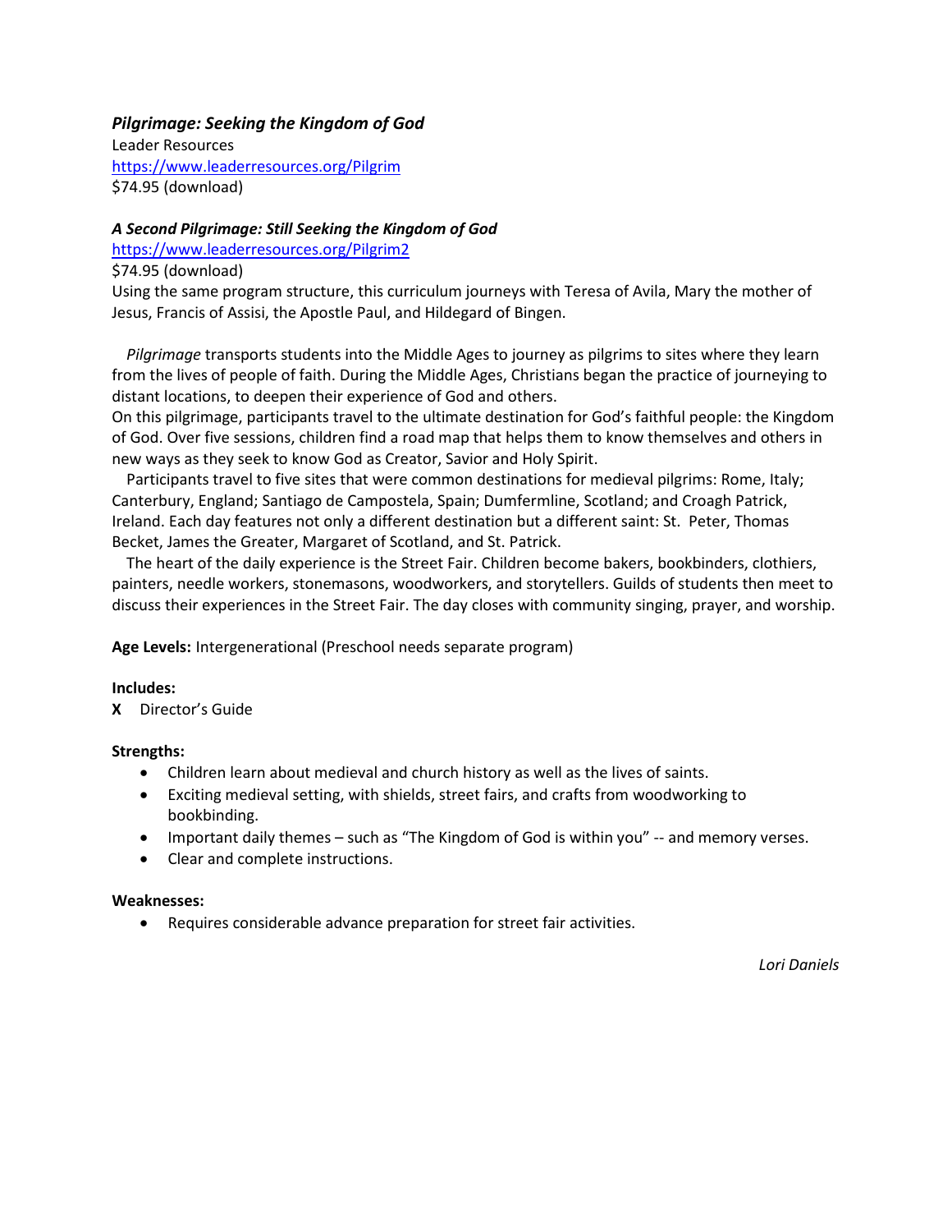***Pilgrimage: Seeking the Kingdom of God***
Leader Resources
https://www.leaderresources.org/Pilgrim
$74.95 (download)

***A Second Pilgrimage: Still Seeking the Kingdom of God***
https://www.leaderresources.org/Pilgrim2
$74.95 (download)
Using the same program structure, this curriculum journeys with Teresa of Avila, Mary the mother of Jesus, Francis of Assisi, the Apostle Paul, and Hildegard of Bingen.

*Pilgrimage* transports students into the Middle Ages to journey as pilgrims to sites where they learn from the lives of people of faith. During the Middle Ages, Christians began the practice of journeying to distant locations, to deepen their experience of God and others.
On this pilgrimage, participants travel to the ultimate destination for God's faithful people: the Kingdom of God. Over five sessions, children find a road map that helps them to know themselves and others in new ways as they seek to know God as Creator, Savior and Holy Spirit.

Participants travel to five sites that were common destinations for medieval pilgrims: Rome, Italy; Canterbury, England; Santiago de Campostela, Spain; Dumfermline, Scotland; and Croagh Patrick, Ireland. Each day features not only a different destination but a different saint: St. Peter, Thomas Becket, James the Greater, Margaret of Scotland, and St. Patrick.

The heart of the daily experience is the Street Fair. Children become bakers, bookbinders, clothiers, painters, needle workers, stonemasons, woodworkers, and storytellers. Guilds of students then meet to discuss their experiences in the Street Fair. The day closes with community singing, prayer, and worship.

**Age Levels:** Intergenerational (Preschool needs separate program)

**Includes:**

**X** Director's Guide

**Strengths:**

- Children learn about medieval and church history as well as the lives of saints.
- Exciting medieval setting, with shields, street fairs, and crafts from woodworking to bookbinding.
- Important daily themes – such as "The Kingdom of God is within you" -- and memory verses.
- Clear and complete instructions.

**Weaknesses:**

- Requires considerable advance preparation for street fair activities.

*Lori Daniels*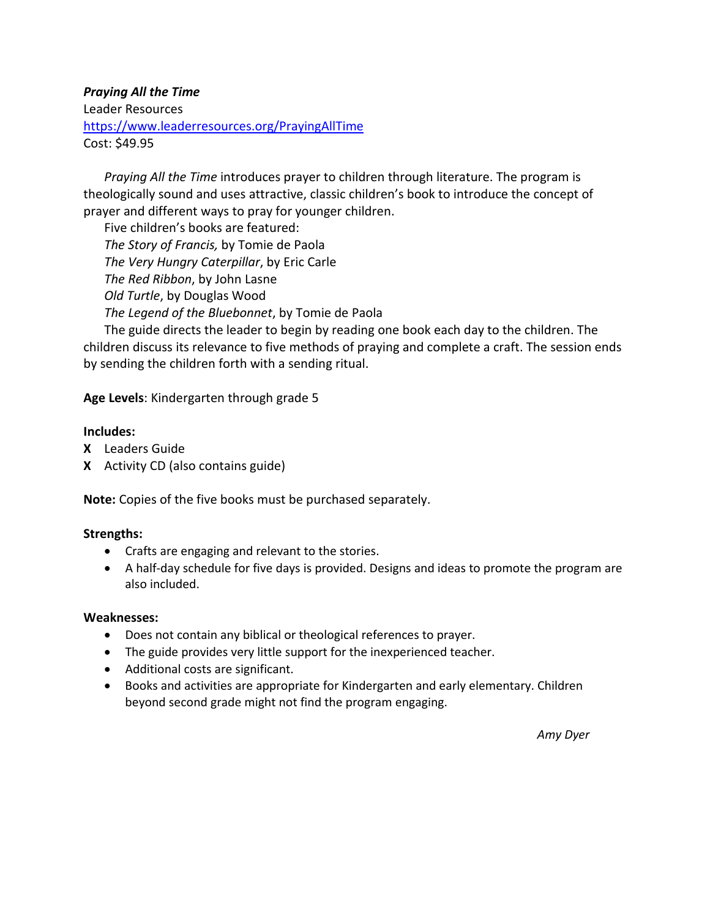***Praying All the Time***
Leader Resources
https://www.leaderresources.org/PrayingAllTime
Cost: $49.95

*Praying All the Time* introduces prayer to children through literature. The program is theologically sound and uses attractive, classic children's book to introduce the concept of prayer and different ways to pray for younger children.

Five children's books are featured:
*The Story of Francis,* by Tomie de Paola
*The Very Hungry Caterpillar*, by Eric Carle
*The Red Ribbon*, by John Lasne
*Old Turtle*, by Douglas Wood
*The Legend of the Bluebonnet*, by Tomie de Paola

The guide directs the leader to begin by reading one book each day to the children. The children discuss its relevance to five methods of praying and complete a craft. The session ends by sending the children forth with a sending ritual.

**Age Levels**: Kindergarten through grade 5

**Includes:**
**X** Leaders Guide
**X** Activity CD (also contains guide)

**Note:** Copies of the five books must be purchased separately.

**Strengths:**

- Crafts are engaging and relevant to the stories.
- A half-day schedule for five days is provided. Designs and ideas to promote the program are also included.

**Weaknesses:**

- Does not contain any biblical or theological references to prayer.
- The guide provides very little support for the inexperienced teacher.
- Additional costs are significant.
- Books and activities are appropriate for Kindergarten and early elementary. Children beyond second grade might not find the program engaging.

*Amy Dyer*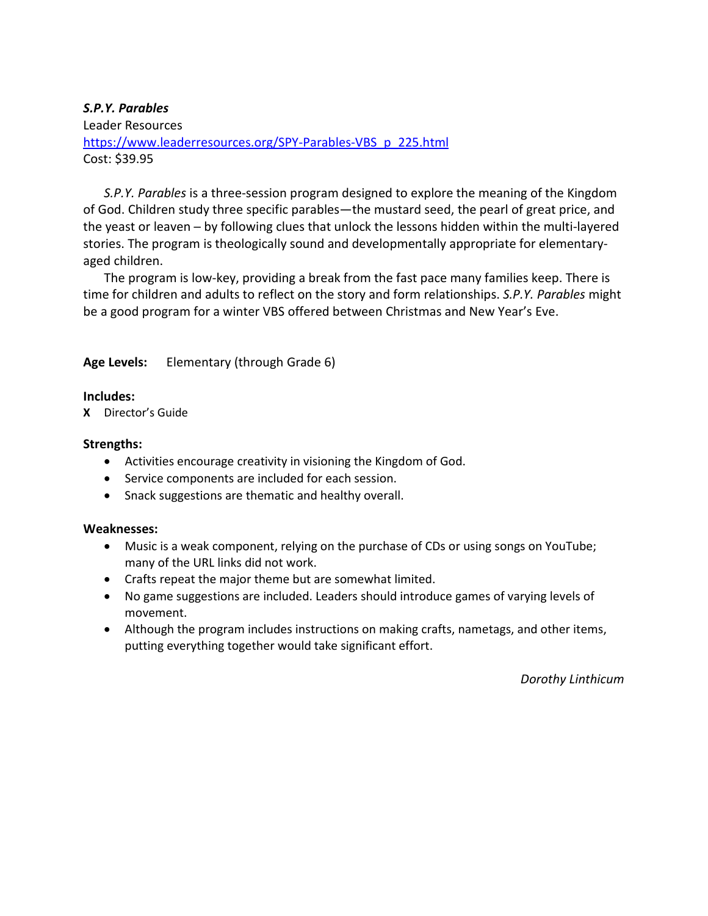***S.P.Y. Parables***
Leader Resources
[https://www.leaderresources.org/SPY-Parables-VBS_p_225.html](https://www.leaderresources.org/SPY-Parables-VBS_p_225.html)
Cost: $39.95

*S.P.Y. Parables* is a three-session program designed to explore the meaning of the Kingdom of God. Children study three specific parables—the mustard seed, the pearl of great price, and the yeast or leaven – by following clues that unlock the lessons hidden within the multi-layered stories. The program is theologically sound and developmentally appropriate for elementary-aged children.

The program is low-key, providing a break from the fast pace many families keep. There is time for children and adults to reflect on the story and form relationships. *S.P.Y. Parables* might be a good program for a winter VBS offered between Christmas and New Year's Eve.

**Age Levels:** Elementary (through Grade 6)

**Includes:**

**X** Director's Guide

**Strengths:**

- Activities encourage creativity in visioning the Kingdom of God.
- Service components are included for each session.
- Snack suggestions are thematic and healthy overall.

**Weaknesses:**

- Music is a weak component, relying on the purchase of CDs or using songs on YouTube; many of the URL links did not work.
- Crafts repeat the major theme but are somewhat limited.
- No game suggestions are included. Leaders should introduce games of varying levels of movement.
- Although the program includes instructions on making crafts, nametags, and other items, putting everything together would take significant effort.

*Dorothy Linthicum*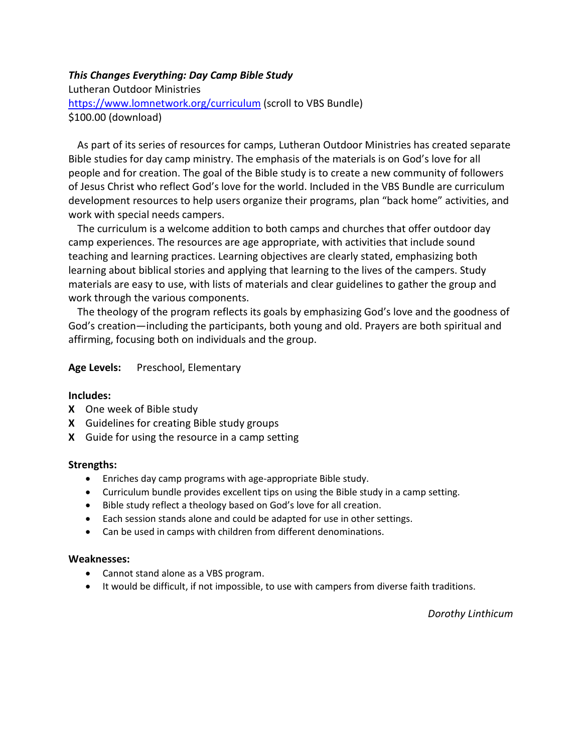***This Changes Everything: Day Camp Bible Study***
Lutheran Outdoor Ministries
https://www.lomnetwork.org/curriculum (scroll to VBS Bundle)
$100.00 (download)

As part of its series of resources for camps, Lutheran Outdoor Ministries has created separate Bible studies for day camp ministry. The emphasis of the materials is on God's love for all people and for creation. The goal of the Bible study is to create a new community of followers of Jesus Christ who reflect God's love for the world. Included in the VBS Bundle are curriculum development resources to help users organize their programs, plan "back home" activities, and work with special needs campers.

The curriculum is a welcome addition to both camps and churches that offer outdoor day camp experiences. The resources are age appropriate, with activities that include sound teaching and learning practices. Learning objectives are clearly stated, emphasizing both learning about biblical stories and applying that learning to the lives of the campers. Study materials are easy to use, with lists of materials and clear guidelines to gather the group and work through the various components.

The theology of the program reflects its goals by emphasizing God's love and the goodness of God's creation—including the participants, both young and old. Prayers are both spiritual and affirming, focusing both on individuals and the group.

**Age Levels:** Preschool, Elementary

**Includes:**

**X** One week of Bible study
**X** Guidelines for creating Bible study groups
**X** Guide for using the resource in a camp setting

**Strengths:**

- Enriches day camp programs with age-appropriate Bible study.
- Curriculum bundle provides excellent tips on using the Bible study in a camp setting.
- Bible study reflect a theology based on God's love for all creation.
- Each session stands alone and could be adapted for use in other settings.
- Can be used in camps with children from different denominations.

**Weaknesses:**

- Cannot stand alone as a VBS program.
- It would be difficult, if not impossible, to use with campers from diverse faith traditions.

*Dorothy Linthicum*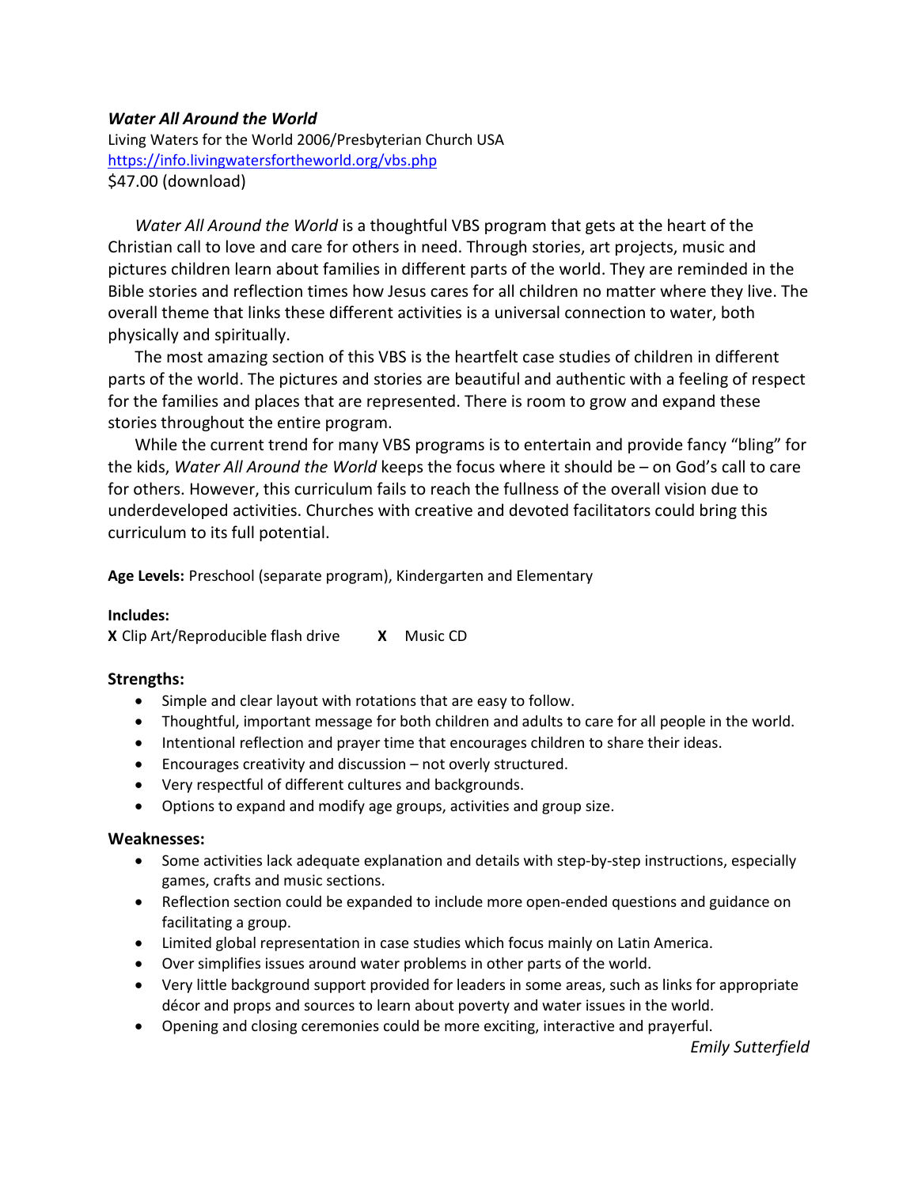***Water All Around the World***

Living Waters for the World 2006/Presbyterian Church USA
[https://info.livingwatersfortheworld.org/vbs.php](https://info.livingwatersfortheworld.org/vbs.php)
$47.00 (download)

*Water All Around the World* is a thoughtful VBS program that gets at the heart of the Christian call to love and care for others in need. Through stories, art projects, music and pictures children learn about families in different parts of the world. They are reminded in the Bible stories and reflection times how Jesus cares for all children no matter where they live. The overall theme that links these different activities is a universal connection to water, both physically and spiritually.

The most amazing section of this VBS is the heartfelt case studies of children in different parts of the world. The pictures and stories are beautiful and authentic with a feeling of respect for the families and places that are represented. There is room to grow and expand these stories throughout the entire program.

While the current trend for many VBS programs is to entertain and provide fancy "bling" for the kids, *Water All Around the World* keeps the focus where it should be – on God's call to care for others. However, this curriculum fails to reach the fullness of the overall vision due to underdeveloped activities. Churches with creative and devoted facilitators could bring this curriculum to its full potential.

**Age Levels:** Preschool (separate program), Kindergarten and Elementary

**Includes:**

**X** Clip Art/Reproducible flash drive　　**X** Music CD

**Strengths:**

- Simple and clear layout with rotations that are easy to follow.
- Thoughtful, important message for both children and adults to care for all people in the world.
- Intentional reflection and prayer time that encourages children to share their ideas.
- Encourages creativity and discussion – not overly structured.
- Very respectful of different cultures and backgrounds.
- Options to expand and modify age groups, activities and group size.

**Weaknesses:**

- Some activities lack adequate explanation and details with step-by-step instructions, especially games, crafts and music sections.
- Reflection section could be expanded to include more open-ended questions and guidance on facilitating a group.
- Limited global representation in case studies which focus mainly on Latin America.
- Over simplifies issues around water problems in other parts of the world.
- Very little background support provided for leaders in some areas, such as links for appropriate décor and props and sources to learn about poverty and water issues in the world.
- Opening and closing ceremonies could be more exciting, interactive and prayerful.

*Emily Sutterfield*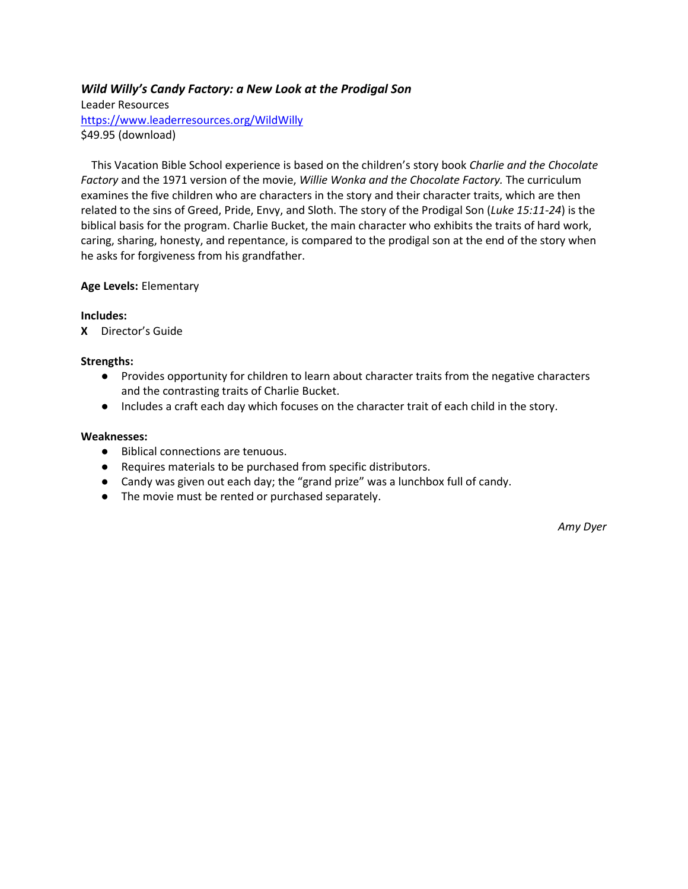***Wild Willy's Candy Factory: a New Look at the Prodigal Son***
Leader Resources
[https://www.leaderresources.org/WildWilly](https://www.leaderresources.org/WildWilly)
$49.95 (download)

This Vacation Bible School experience is based on the children's story book *Charlie and the Chocolate Factory* and the 1971 version of the movie, *Willie Wonka and the Chocolate Factory.* The curriculum examines the five children who are characters in the story and their character traits, which are then related to the sins of Greed, Pride, Envy, and Sloth. The story of the Prodigal Son (*Luke 15:11-24*) is the biblical basis for the program. Charlie Bucket, the main character who exhibits the traits of hard work, caring, sharing, honesty, and repentance, is compared to the prodigal son at the end of the story when he asks for forgiveness from his grandfather.

**Age Levels:** Elementary

**Includes:**
**X** Director's Guide

**Strengths:**

- Provides opportunity for children to learn about character traits from the negative characters and the contrasting traits of Charlie Bucket.
- Includes a craft each day which focuses on the character trait of each child in the story.

**Weaknesses:**

- Biblical connections are tenuous.
- Requires materials to be purchased from specific distributors.
- Candy was given out each day; the "grand prize" was a lunchbox full of candy.
- The movie must be rented or purchased separately.

*Amy Dyer*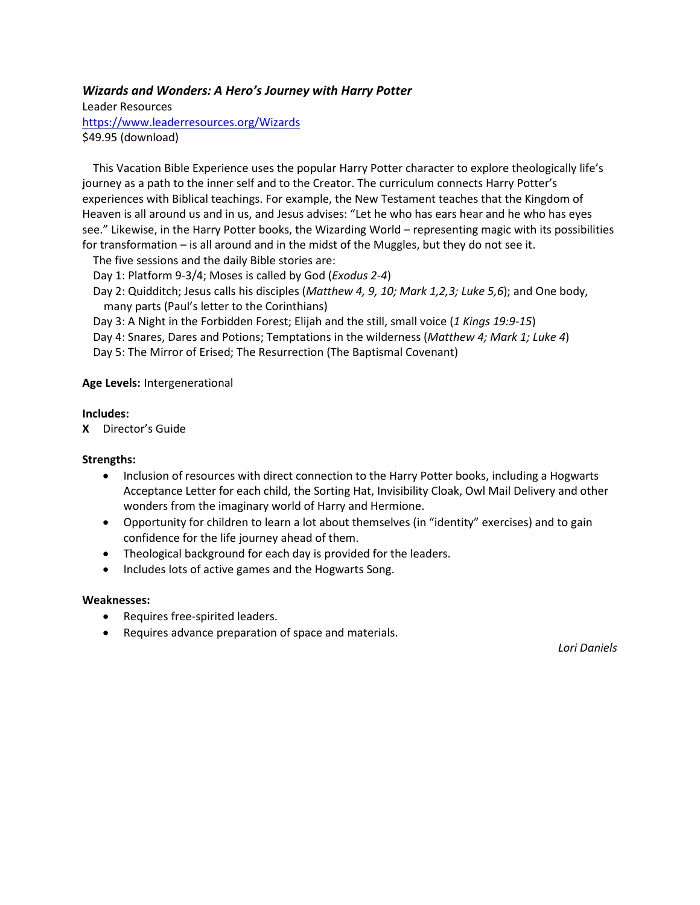***Wizards and Wonders: A Hero's Journey with Harry Potter***
Leader Resources
https://www.leaderresources.org/Wizards
$49.95 (download)

This Vacation Bible Experience uses the popular Harry Potter character to explore theologically life's journey as a path to the inner self and to the Creator. The curriculum connects Harry Potter's experiences with Biblical teachings. For example, the New Testament teaches that the Kingdom of Heaven is all around us and in us, and Jesus advises: "Let he who has ears hear and he who has eyes see." Likewise, in the Harry Potter books, the Wizarding World – representing magic with its possibilities for transformation – is all around and in the midst of the Muggles, but they do not see it.

The five sessions and the daily Bible stories are:

Day 1: Platform 9-3/4; Moses is called by God (*Exodus 2-4*)

Day 2: Quidditch; Jesus calls his disciples (*Matthew 4, 9, 10; Mark 1,2,3; Luke 5,6*); and One body, many parts (Paul's letter to the Corinthians)

Day 3: A Night in the Forbidden Forest; Elijah and the still, small voice (*1 Kings 19:9-15*)

Day 4: Snares, Dares and Potions; Temptations in the wilderness (*Matthew 4; Mark 1; Luke 4*)

Day 5: The Mirror of Erised; The Resurrection (The Baptismal Covenant)

**Age Levels:** Intergenerational

**Includes:**

**X** Director's Guide

**Strengths:**

- Inclusion of resources with direct connection to the Harry Potter books, including a Hogwarts Acceptance Letter for each child, the Sorting Hat, Invisibility Cloak, Owl Mail Delivery and other wonders from the imaginary world of Harry and Hermione.
- Opportunity for children to learn a lot about themselves (in "identity" exercises) and to gain confidence for the life journey ahead of them.
- Theological background for each day is provided for the leaders.
- Includes lots of active games and the Hogwarts Song.

**Weaknesses:**

- Requires free-spirited leaders.
- Requires advance preparation of space and materials.

*Lori Daniels*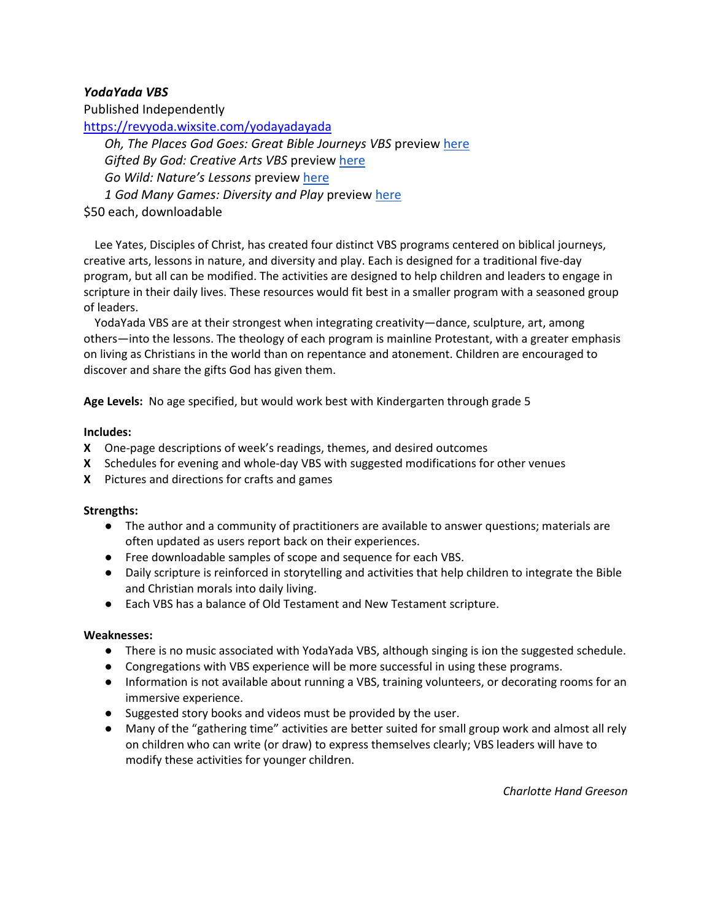***YodaYada VBS***

Published Independently

https://revyoda.wixsite.com/yodayadayada

*Oh, The Places God Goes: Great Bible Journeys VBS* preview here

*Gifted By God: Creative Arts VBS* preview here

*Go Wild: Nature's Lessons* preview here

*1 God Many Games: Diversity and Play* preview here

$50 each, downloadable

Lee Yates, Disciples of Christ, has created four distinct VBS programs centered on biblical journeys, creative arts, lessons in nature, and diversity and play. Each is designed for a traditional five-day program, but all can be modified. The activities are designed to help children and leaders to engage in scripture in their daily lives. These resources would fit best in a smaller program with a seasoned group of leaders.

YodaYada VBS are at their strongest when integrating creativity—dance, sculpture, art, among others—into the lessons. The theology of each program is mainline Protestant, with a greater emphasis on living as Christians in the world than on repentance and atonement. Children are encouraged to discover and share the gifts God has given them.

**Age Levels:** No age specified, but would work best with Kindergarten through grade 5

**Includes:**

**X** One-page descriptions of week's readings, themes, and desired outcomes

**X** Schedules for evening and whole-day VBS with suggested modifications for other venues

**X** Pictures and directions for crafts and games

**Strengths:**

- The author and a community of practitioners are available to answer questions; materials are often updated as users report back on their experiences.
- Free downloadable samples of scope and sequence for each VBS.
- Daily scripture is reinforced in storytelling and activities that help children to integrate the Bible and Christian morals into daily living.
- Each VBS has a balance of Old Testament and New Testament scripture.

**Weaknesses:**

- There is no music associated with YodaYada VBS, although singing is ion the suggested schedule.
- Congregations with VBS experience will be more successful in using these programs.
- Information is not available about running a VBS, training volunteers, or decorating rooms for an immersive experience.
- Suggested story books and videos must be provided by the user.
- Many of the "gathering time" activities are better suited for small group work and almost all rely on children who can write (or draw) to express themselves clearly; VBS leaders will have to modify these activities for younger children.

*Charlotte Hand Greeson*